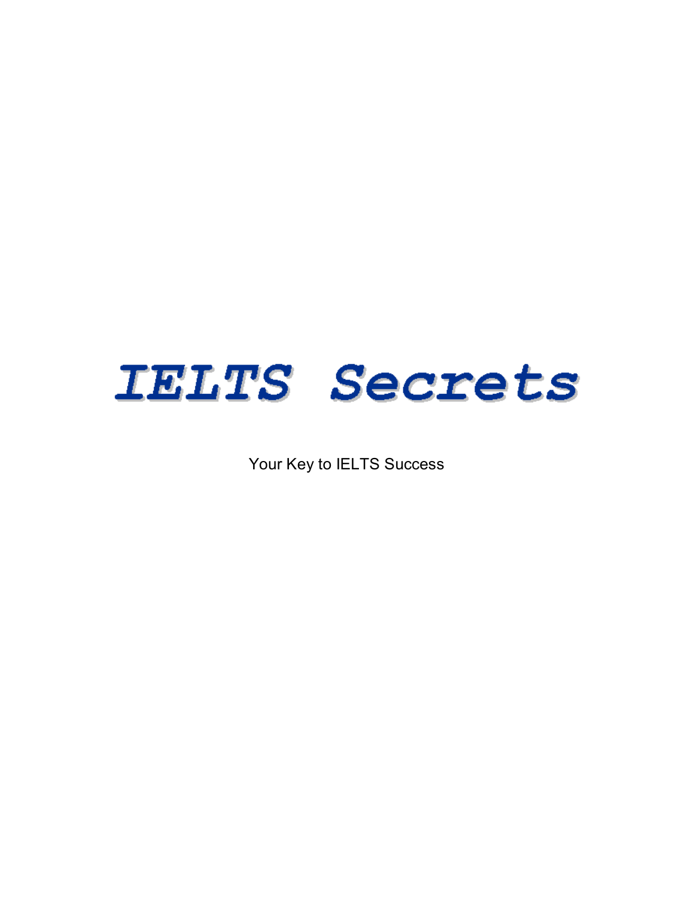# IELTS Secrets

Your Key to IELTS Success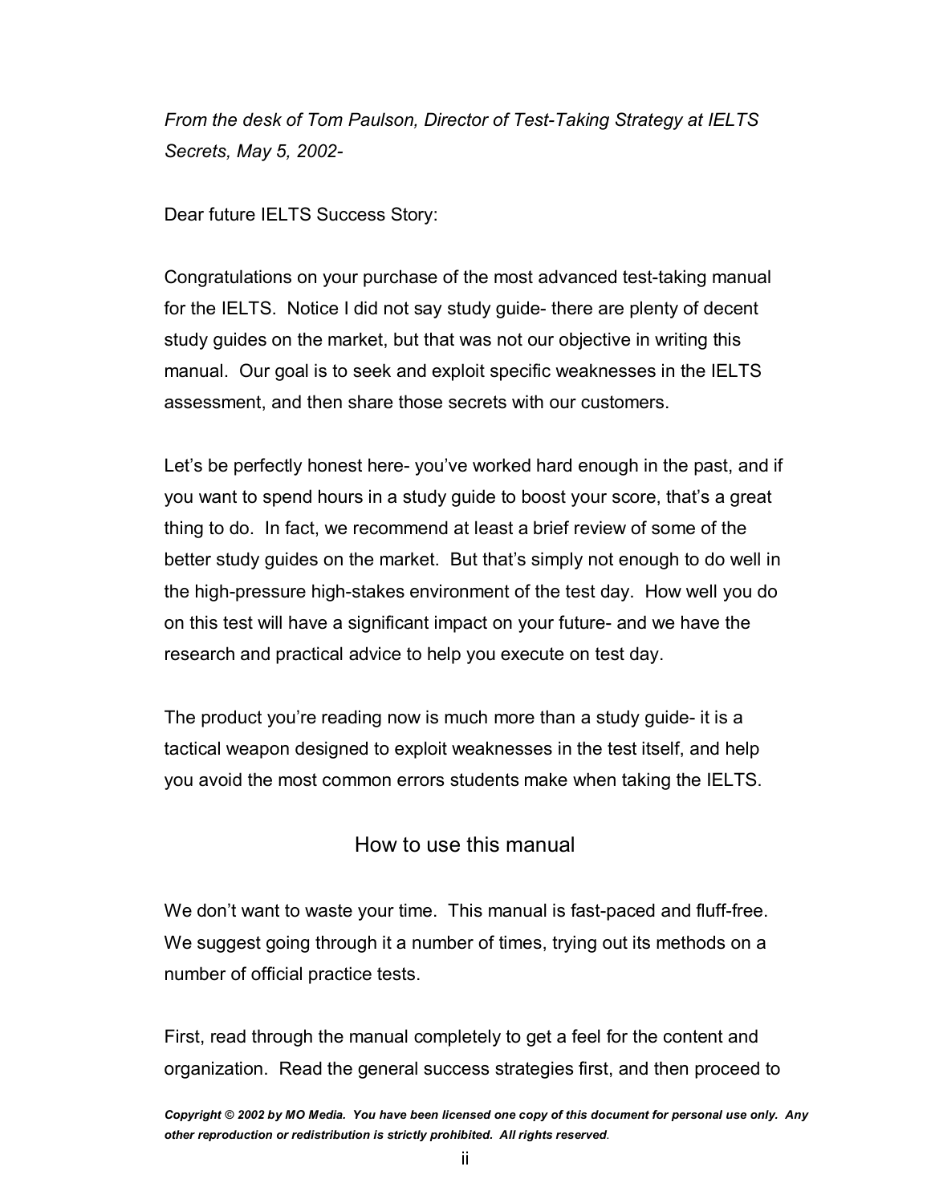*From the desk of Tom Paulson, Director of Test-Taking Strategy at IELTS Secrets, May 5, 2002-*

Dear future IELTS Success Story:

Congratulations on your purchase of the most advanced test-taking manual for the IELTS. Notice I did not say study guide- there are plenty of decent study guides on the market, but that was not our objective in writing this manual. Our goal is to seek and exploit specific weaknesses in the IELTS assessment, and then share those secrets with our customers.

Let's be perfectly honest here- you've worked hard enough in the past, and if you want to spend hours in a study guide to boost your score, that's a great thing to do. In fact, we recommend at least a brief review of some of the better study guides on the market. But that's simply not enough to do well in the high-pressure high-stakes environment of the test day. How well you do on this test will have a significant impact on your future- and we have the research and practical advice to help you execute on test day.

The product you're reading now is much more than a study guide- it is a tactical weapon designed to exploit weaknesses in the test itself, and help you avoid the most common errors students make when taking the IELTS.

## How to use this manual

We don't want to waste your time. This manual is fast-paced and fluff-free. We suggest going through it a number of times, trying out its methods on a number of official practice tests.

First, read through the manual completely to get a feel for the content and organization. Read the general success strategies first, and then proceed to

***Copyright © 2002 by MO Media. You have been licensed one copy of this document for personal use only. Any other reproduction or redistribution is strictly prohibited. All rights reserved.***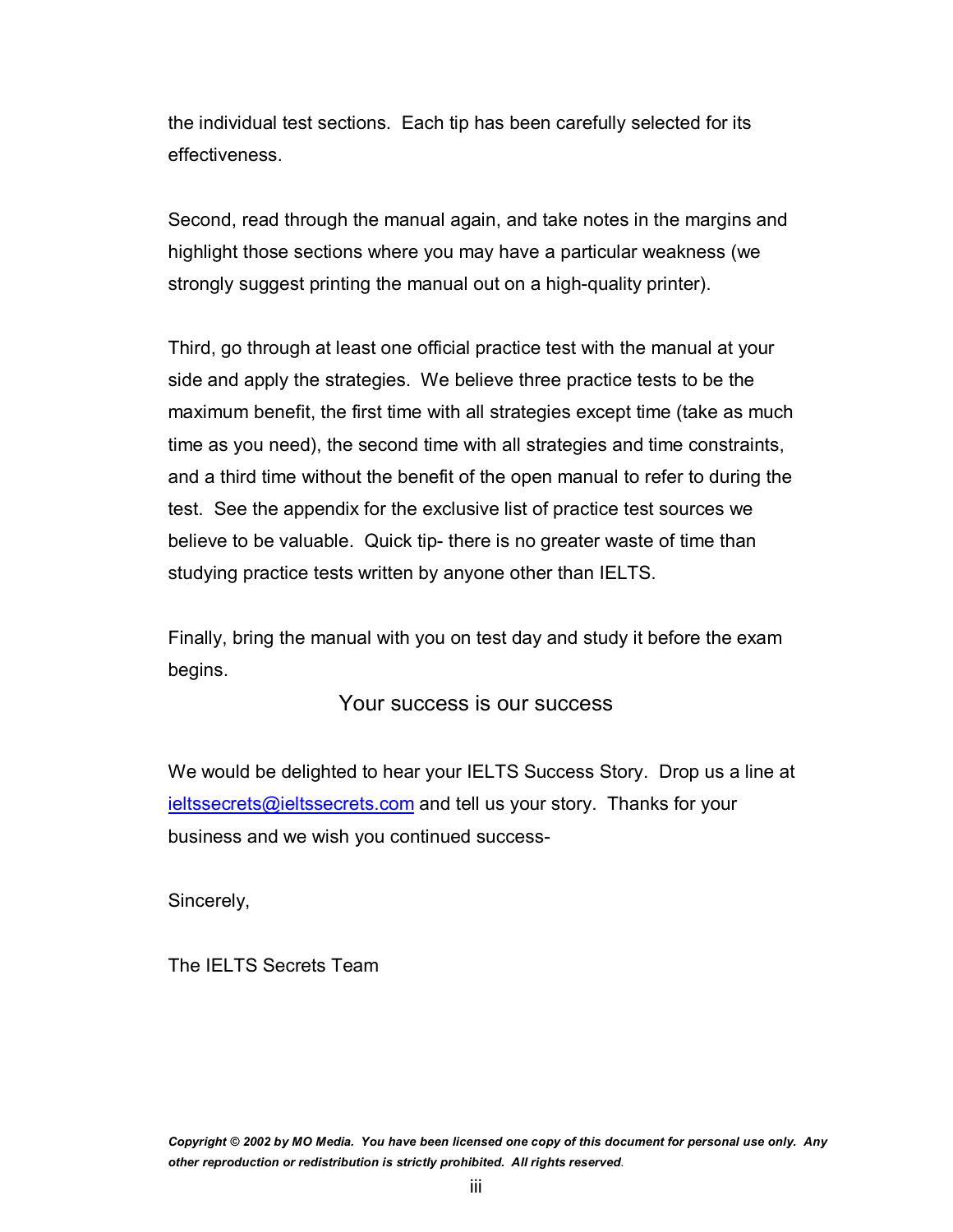the individual test sections. Each tip has been carefully selected for its effectiveness.

Second, read through the manual again, and take notes in the margins and highlight those sections where you may have a particular weakness (we strongly suggest printing the manual out on a high-quality printer).

Third, go through at least one official practice test with the manual at your side and apply the strategies. We believe three practice tests to be the maximum benefit, the first time with all strategies except time (take as much time as you need), the second time with all strategies and time constraints, and a third time without the benefit of the open manual to refer to during the test. See the appendix for the exclusive list of practice test sources we believe to be valuable. Quick tip- there is no greater waste of time than studying practice tests written by anyone other than IELTS.

Finally, bring the manual with you on test day and study it before the exam begins.

Your success is our success

We would be delighted to hear your IELTS Success Story. Drop us a line at [ieltssecrets@ieltssecrets.com](mailto:ieltssecrets@ieltssecrets.com) and tell us your story. Thanks for your business and we wish you continued success-

Sincerely,

The IELTS Secrets Team

***Copyright © 2002 by MO Media. You have been licensed one copy of this document for personal use only. Any other reproduction or redistribution is strictly prohibited. All rights reserved.***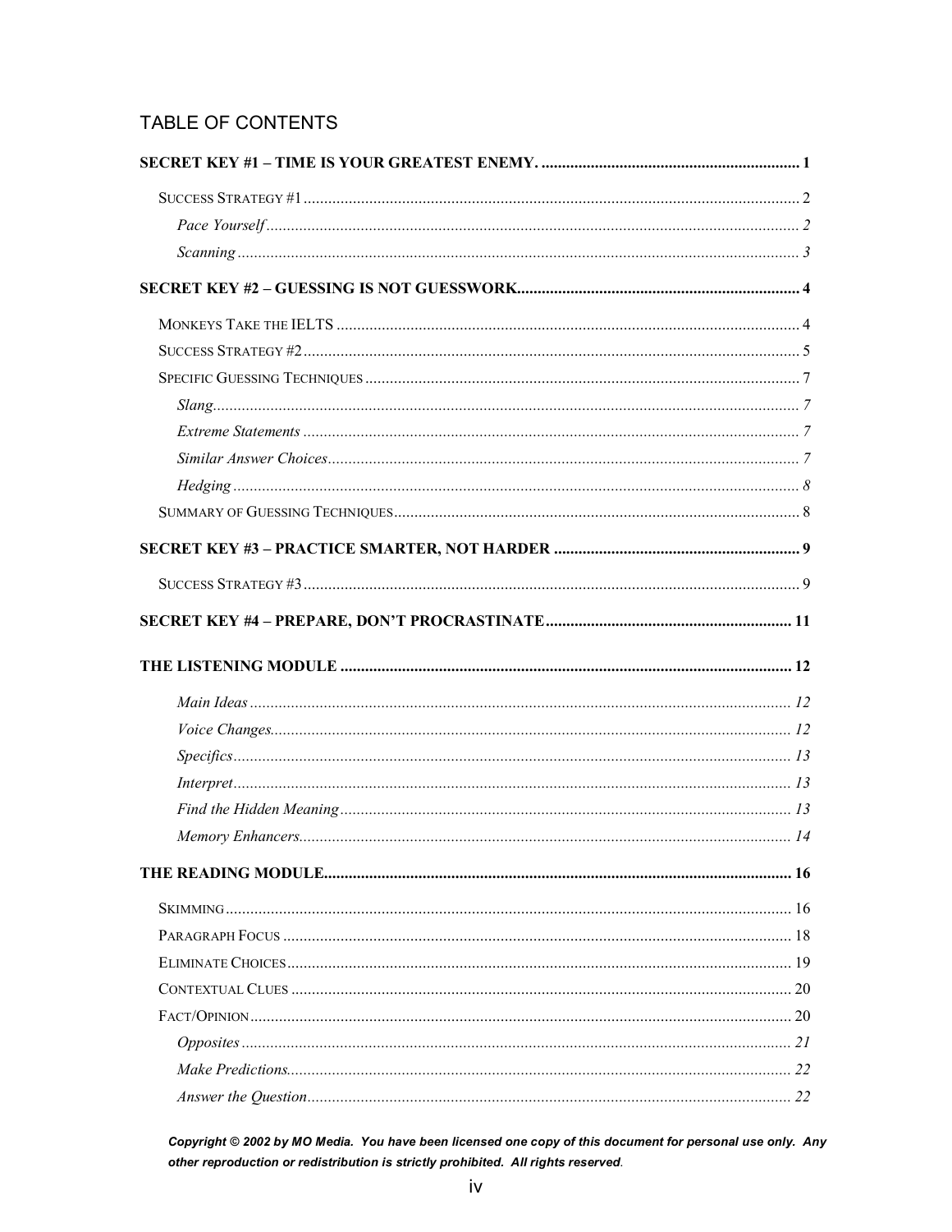## TABLE OF CONTENTS

**SECRET KEY #1 – TIME IS YOUR GREATEST ENEMY.** ........ 1

- SUCCESS STRATEGY #1 ........ 2
  - *Pace Yourself* ........ 2
  - *Scanning* ........ 3

**SECRET KEY #2 – GUESSING IS NOT GUESSWORK** ........ 4

- MONKEYS TAKE THE IELTS ........ 4
- SUCCESS STRATEGY #2 ........ 5
- SPECIFIC GUESSING TECHNIQUES ........ 7
  - *Slang* ........ 7
  - *Extreme Statements* ........ 7
  - *Similar Answer Choices* ........ 7
  - *Hedging* ........ 8
- SUMMARY OF GUESSING TECHNIQUES ........ 8

**SECRET KEY #3 – PRACTICE SMARTER, NOT HARDER** ........ 9

- SUCCESS STRATEGY #3 ........ 9

**SECRET KEY #4 – PREPARE, DON'T PROCRASTINATE** ........ 11

**THE LISTENING MODULE** ........ 12

- *Main Ideas* ........ 12
- *Voice Changes* ........ 12
- *Specifics* ........ 13
- *Interpret* ........ 13
- *Find the Hidden Meaning* ........ 13
- *Memory Enhancers* ........ 14

**THE READING MODULE** ........ 16

- SKIMMING ........ 16
- PARAGRAPH FOCUS ........ 18
- ELIMINATE CHOICES ........ 19
- CONTEXTUAL CLUES ........ 20
- FACT/OPINION ........ 20
  - *Opposites* ........ 21
  - *Make Predictions* ........ 22
  - *Answer the Question* ........ 22

***Copyright © 2002 by MO Media. You have been licensed one copy of this document for personal use only. Any other reproduction or redistribution is strictly prohibited. All rights reserved.***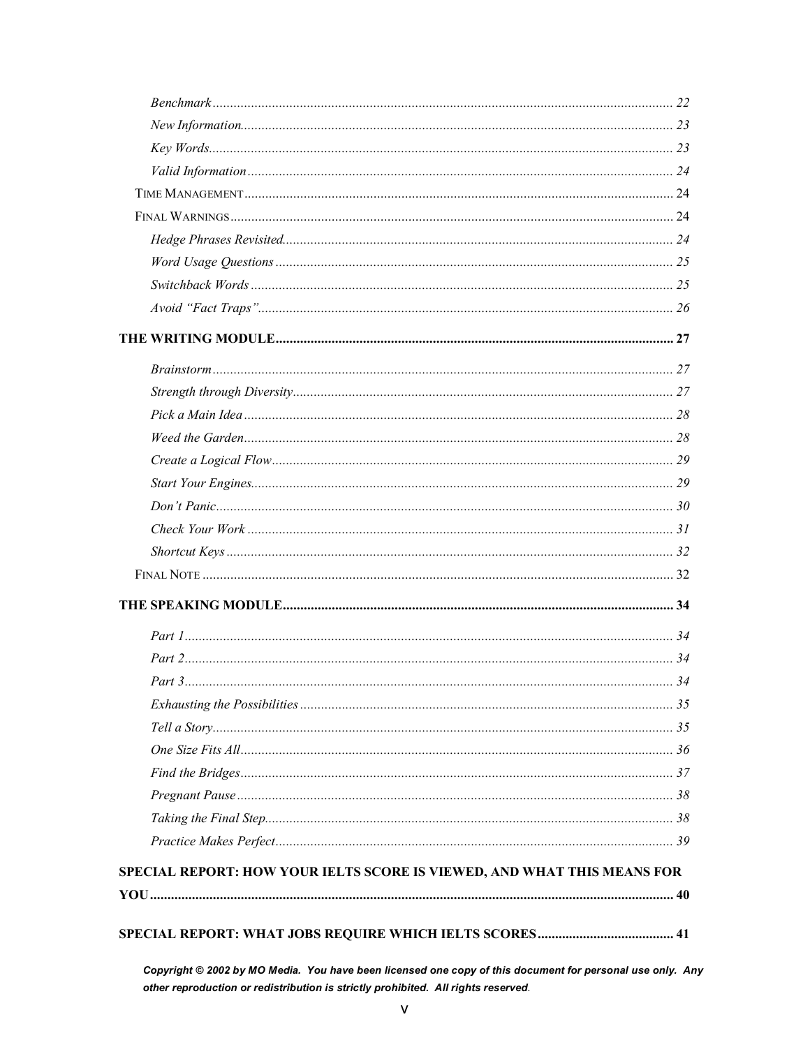*Benchmark* ... 22
*New Information* ... 23
*Key Words* ... 23
*Valid Information* ... 24
Time Management ... 24
Final Warnings ... 24
*Hedge Phrases Revisited* ... 24
*Word Usage Questions* ... 25
*Switchback Words* ... 25
*Avoid "Fact Traps"* ... 26

**THE WRITING MODULE ... 27**

*Brainstorm* ... 27
*Strength through Diversity* ... 27
*Pick a Main Idea* ... 28
*Weed the Garden* ... 28
*Create a Logical Flow* ... 29
*Start Your Engines* ... 29
*Don't Panic* ... 30
*Check Your Work* ... 31
*Shortcut Keys* ... 32
Final Note ... 32

**THE SPEAKING MODULE ... 34**

*Part 1* ... 34
*Part 2* ... 34
*Part 3* ... 34
*Exhausting the Possibilities* ... 35
*Tell a Story* ... 35
*One Size Fits All* ... 36
*Find the Bridges* ... 37
*Pregnant Pause* ... 38
*Taking the Final Step* ... 38
*Practice Makes Perfect* ... 39

**SPECIAL REPORT: HOW YOUR IELTS SCORE IS VIEWED, AND WHAT THIS MEANS FOR YOU ... 40**

**SPECIAL REPORT: WHAT JOBS REQUIRE WHICH IELTS SCORES ... 41**

***Copyright © 2002 by MO Media. You have been licensed one copy of this document for personal use only. Any other reproduction or redistribution is strictly prohibited. All rights reserved.***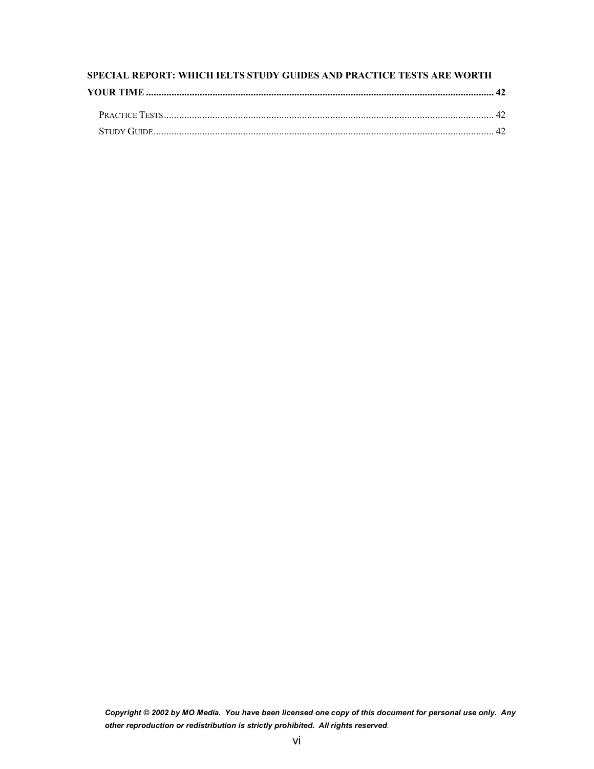**SPECIAL REPORT: WHICH IELTS STUDY GUIDES AND PRACTICE TESTS ARE WORTH YOUR TIME** ........................................................................................................................................ **42**

Practice Tests ........................................................................................................................................ 42

Study Guide ........................................................................................................................................ 42

***Copyright © 2002 by MO Media. You have been licensed one copy of this document for personal use only. Any other reproduction or redistribution is strictly prohibited. All rights reserved.***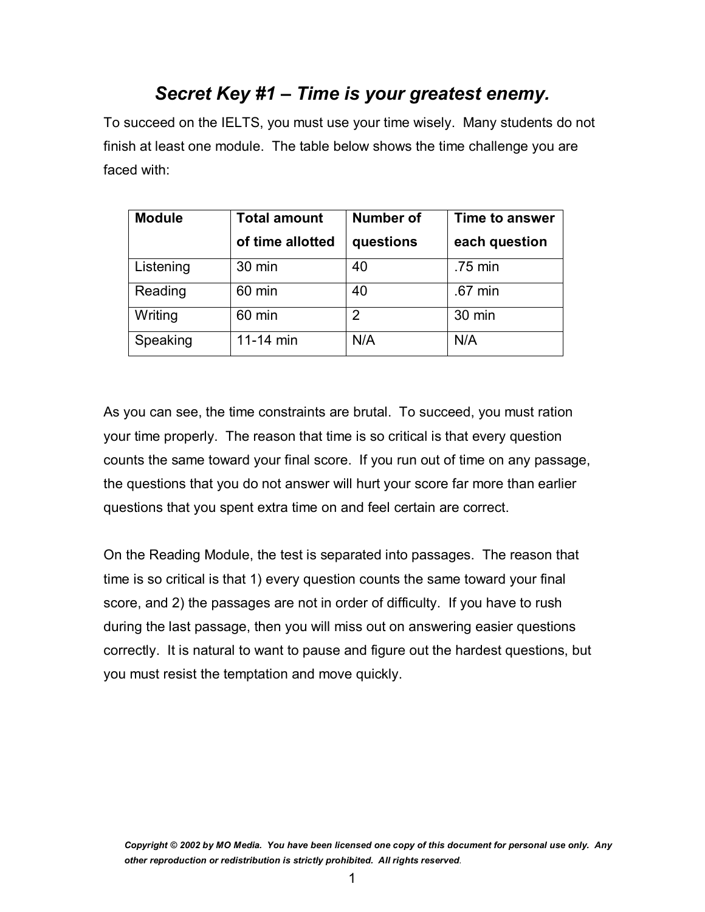## *Secret Key #1 – Time is your greatest enemy.*

To succeed on the IELTS, you must use your time wisely. Many students do not finish at least one module. The table below shows the time challenge you are faced with:

| Module | Total amount of time allotted | Number of questions | Time to answer each question |
|---|---|---|---|
| Listening | 30 min | 40 | .75 min |
| Reading | 60 min | 40 | .67 min |
| Writing | 60 min | 2 | 30 min |
| Speaking | 11-14 min | N/A | N/A |

As you can see, the time constraints are brutal. To succeed, you must ration your time properly. The reason that time is so critical is that every question counts the same toward your final score. If you run out of time on any passage, the questions that you do not answer will hurt your score far more than earlier questions that you spent extra time on and feel certain are correct.

On the Reading Module, the test is separated into passages. The reason that time is so critical is that 1) every question counts the same toward your final score, and 2) the passages are not in order of difficulty. If you have to rush during the last passage, then you will miss out on answering easier questions correctly. It is natural to want to pause and figure out the hardest questions, but you must resist the temptation and move quickly.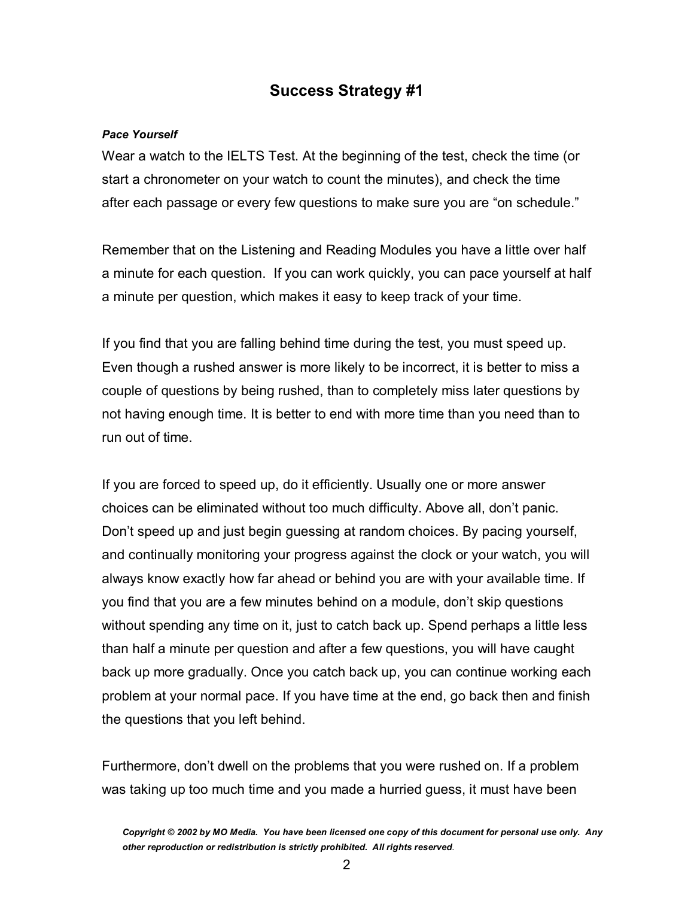## Success Strategy #1

***Pace Yourself***

Wear a watch to the IELTS Test. At the beginning of the test, check the time (or start a chronometer on your watch to count the minutes), and check the time after each passage or every few questions to make sure you are "on schedule."

Remember that on the Listening and Reading Modules you have a little over half a minute for each question. If you can work quickly, you can pace yourself at half a minute per question, which makes it easy to keep track of your time.

If you find that you are falling behind time during the test, you must speed up. Even though a rushed answer is more likely to be incorrect, it is better to miss a couple of questions by being rushed, than to completely miss later questions by not having enough time. It is better to end with more time than you need than to run out of time.

If you are forced to speed up, do it efficiently. Usually one or more answer choices can be eliminated without too much difficulty. Above all, don't panic. Don't speed up and just begin guessing at random choices. By pacing yourself, and continually monitoring your progress against the clock or your watch, you will always know exactly how far ahead or behind you are with your available time. If you find that you are a few minutes behind on a module, don't skip questions without spending any time on it, just to catch back up. Spend perhaps a little less than half a minute per question and after a few questions, you will have caught back up more gradually. Once you catch back up, you can continue working each problem at your normal pace. If you have time at the end, go back then and finish the questions that you left behind.

Furthermore, don't dwell on the problems that you were rushed on. If a problem was taking up too much time and you made a hurried guess, it must have been

***Copyright © 2002 by MO Media. You have been licensed one copy of this document for personal use only. Any other reproduction or redistribution is strictly prohibited. All rights reserved.***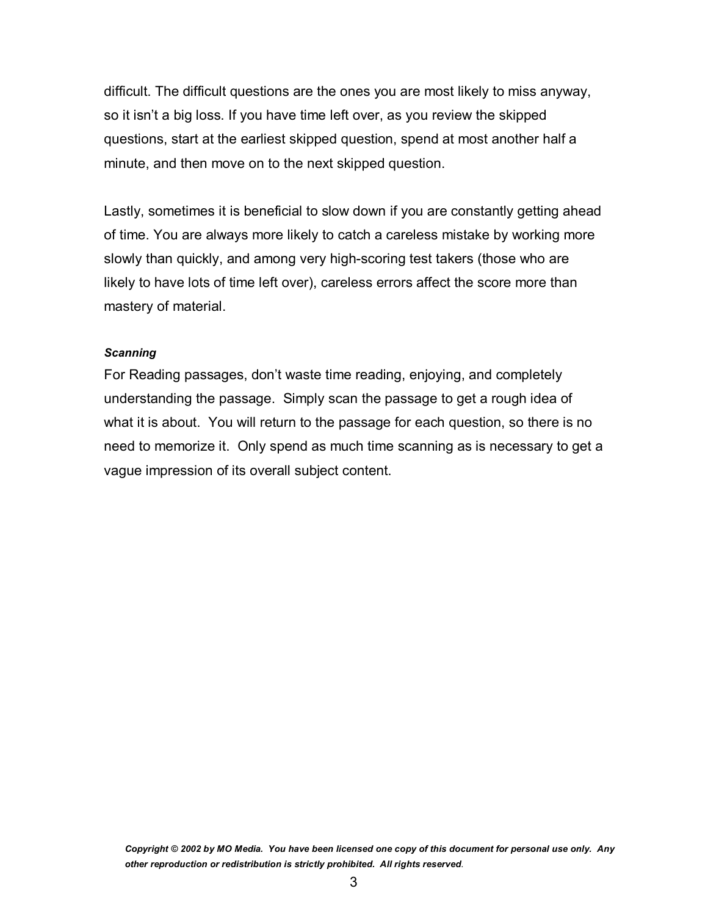difficult. The difficult questions are the ones you are most likely to miss anyway, so it isn't a big loss. If you have time left over, as you review the skipped questions, start at the earliest skipped question, spend at most another half a minute, and then move on to the next skipped question.

Lastly, sometimes it is beneficial to slow down if you are constantly getting ahead of time. You are always more likely to catch a careless mistake by working more slowly than quickly, and among very high-scoring test takers (those who are likely to have lots of time left over), careless errors affect the score more than mastery of material.

***Scanning***

For Reading passages, don't waste time reading, enjoying, and completely understanding the passage. Simply scan the passage to get a rough idea of what it is about. You will return to the passage for each question, so there is no need to memorize it. Only spend as much time scanning as is necessary to get a vague impression of its overall subject content.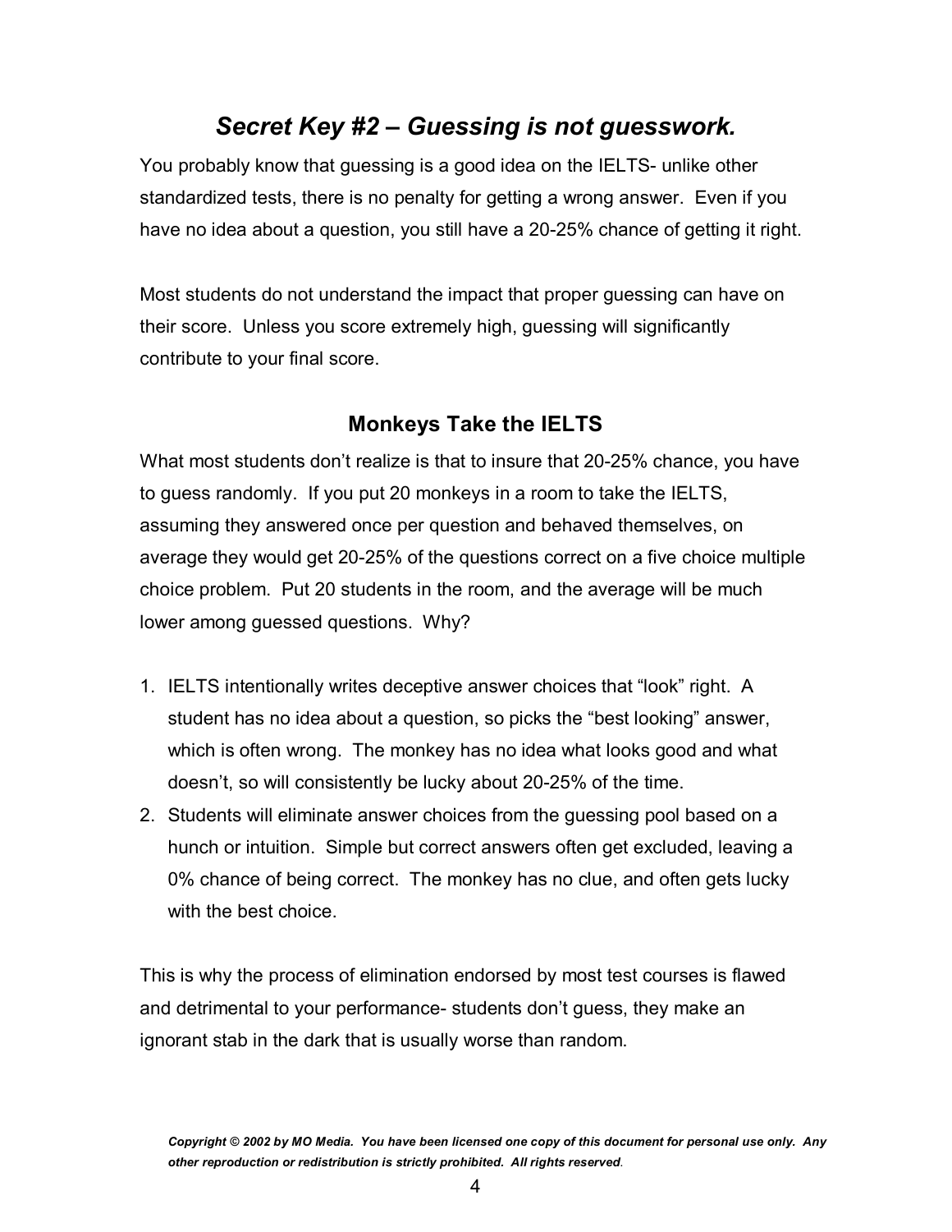## *Secret Key #2 – Guessing is not guesswork.*

You probably know that guessing is a good idea on the IELTS- unlike other standardized tests, there is no penalty for getting a wrong answer. Even if you have no idea about a question, you still have a 20-25% chance of getting it right.

Most students do not understand the impact that proper guessing can have on their score. Unless you score extremely high, guessing will significantly contribute to your final score.

### Monkeys Take the IELTS

What most students don't realize is that to insure that 20-25% chance, you have to guess randomly. If you put 20 monkeys in a room to take the IELTS, assuming they answered once per question and behaved themselves, on average they would get 20-25% of the questions correct on a five choice multiple choice problem. Put 20 students in the room, and the average will be much lower among guessed questions. Why?

1. IELTS intentionally writes deceptive answer choices that "look" right. A student has no idea about a question, so picks the "best looking" answer, which is often wrong. The monkey has no idea what looks good and what doesn't, so will consistently be lucky about 20-25% of the time.
2. Students will eliminate answer choices from the guessing pool based on a hunch or intuition. Simple but correct answers often get excluded, leaving a 0% chance of being correct. The monkey has no clue, and often gets lucky with the best choice.

This is why the process of elimination endorsed by most test courses is flawed and detrimental to your performance- students don't guess, they make an ignorant stab in the dark that is usually worse than random.

***Copyright © 2002 by MO Media. You have been licensed one copy of this document for personal use only. Any other reproduction or redistribution is strictly prohibited. All rights reserved.***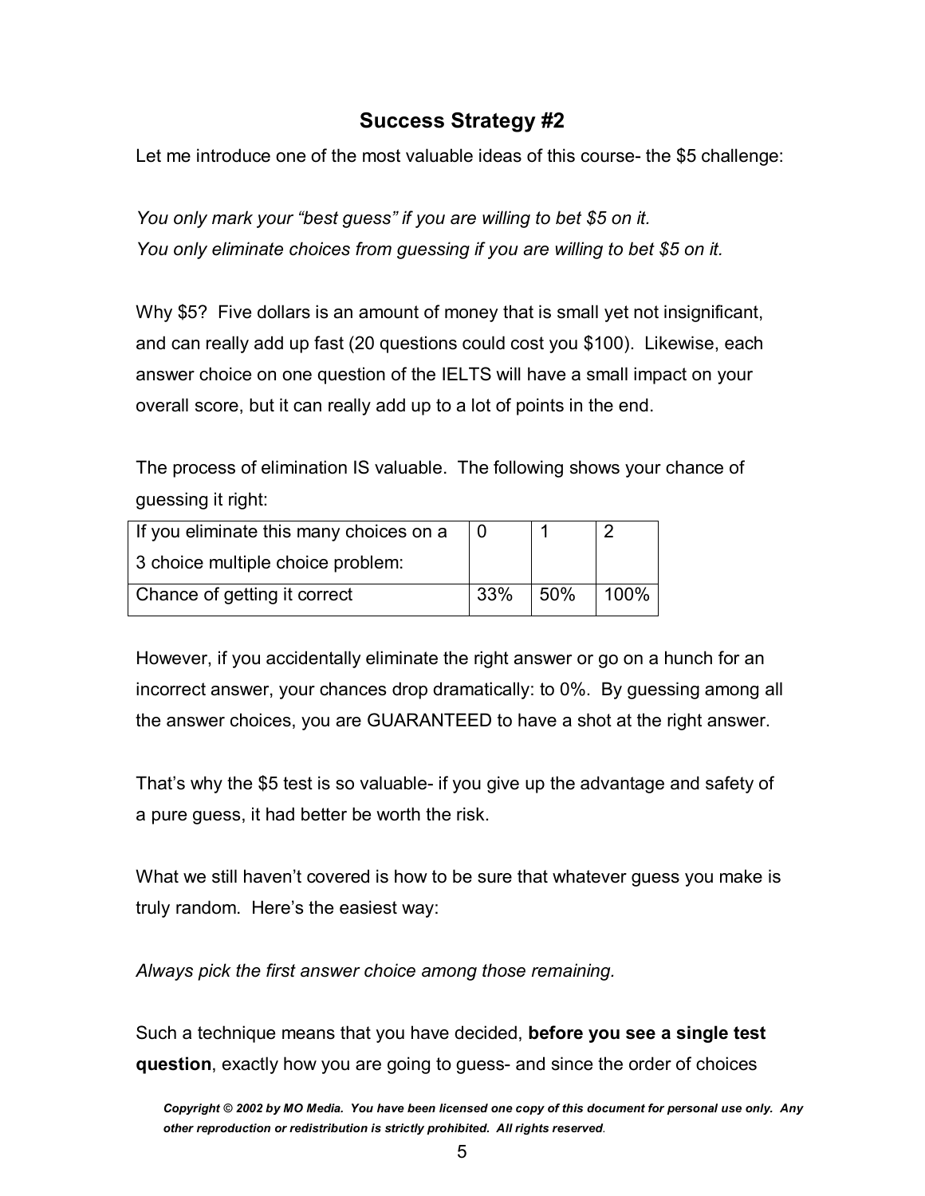## Success Strategy #2

Let me introduce one of the most valuable ideas of this course- the $5 challenge:

*You only mark your "best guess" if you are willing to bet $5 on it.*
*You only eliminate choices from guessing if you are willing to bet $5 on it.*

Why $5? Five dollars is an amount of money that is small yet not insignificant, and can really add up fast (20 questions could cost you $100). Likewise, each answer choice on one question of the IELTS will have a small impact on your overall score, but it can really add up to a lot of points in the end.

The process of elimination IS valuable. The following shows your chance of guessing it right:

| If you eliminate this many choices on a 3 choice multiple choice problem: | 0 | 1 | 2 |
|---|---|---|---|
| Chance of getting it correct | 33% | 50% | 100% |

However, if you accidentally eliminate the right answer or go on a hunch for an incorrect answer, your chances drop dramatically: to 0%. By guessing among all the answer choices, you are GUARANTEED to have a shot at the right answer.

That's why the $5 test is so valuable- if you give up the advantage and safety of a pure guess, it had better be worth the risk.

What we still haven't covered is how to be sure that whatever guess you make is truly random. Here's the easiest way:

*Always pick the first answer choice among those remaining.*

Such a technique means that you have decided, **before you see a single test question**, exactly how you are going to guess- and since the order of choices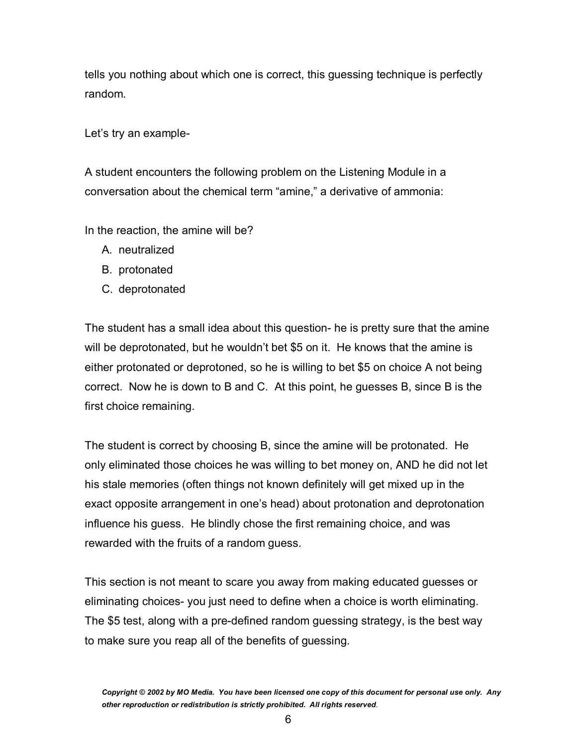tells you nothing about which one is correct, this guessing technique is perfectly random.

Let's try an example-

A student encounters the following problem on the Listening Module in a conversation about the chemical term "amine," a derivative of ammonia:

In the reaction, the amine will be?

A. neutralized
B. protonated
C. deprotonated

The student has a small idea about this question- he is pretty sure that the amine will be deprotonated, but he wouldn't bet $5 on it. He knows that the amine is either protonated or deprotoned, so he is willing to bet $5 on choice A not being correct. Now he is down to B and C. At this point, he guesses B, since B is the first choice remaining.

The student is correct by choosing B, since the amine will be protonated. He only eliminated those choices he was willing to bet money on, AND he did not let his stale memories (often things not known definitely will get mixed up in the exact opposite arrangement in one's head) about protonation and deprotonation influence his guess. He blindly chose the first remaining choice, and was rewarded with the fruits of a random guess.

This section is not meant to scare you away from making educated guesses or eliminating choices- you just need to define when a choice is worth eliminating. The $5 test, along with a pre-defined random guessing strategy, is the best way to make sure you reap all of the benefits of guessing.

***Copyright © 2002 by MO Media. You have been licensed one copy of this document for personal use only. Any other reproduction or redistribution is strictly prohibited. All rights reserved.***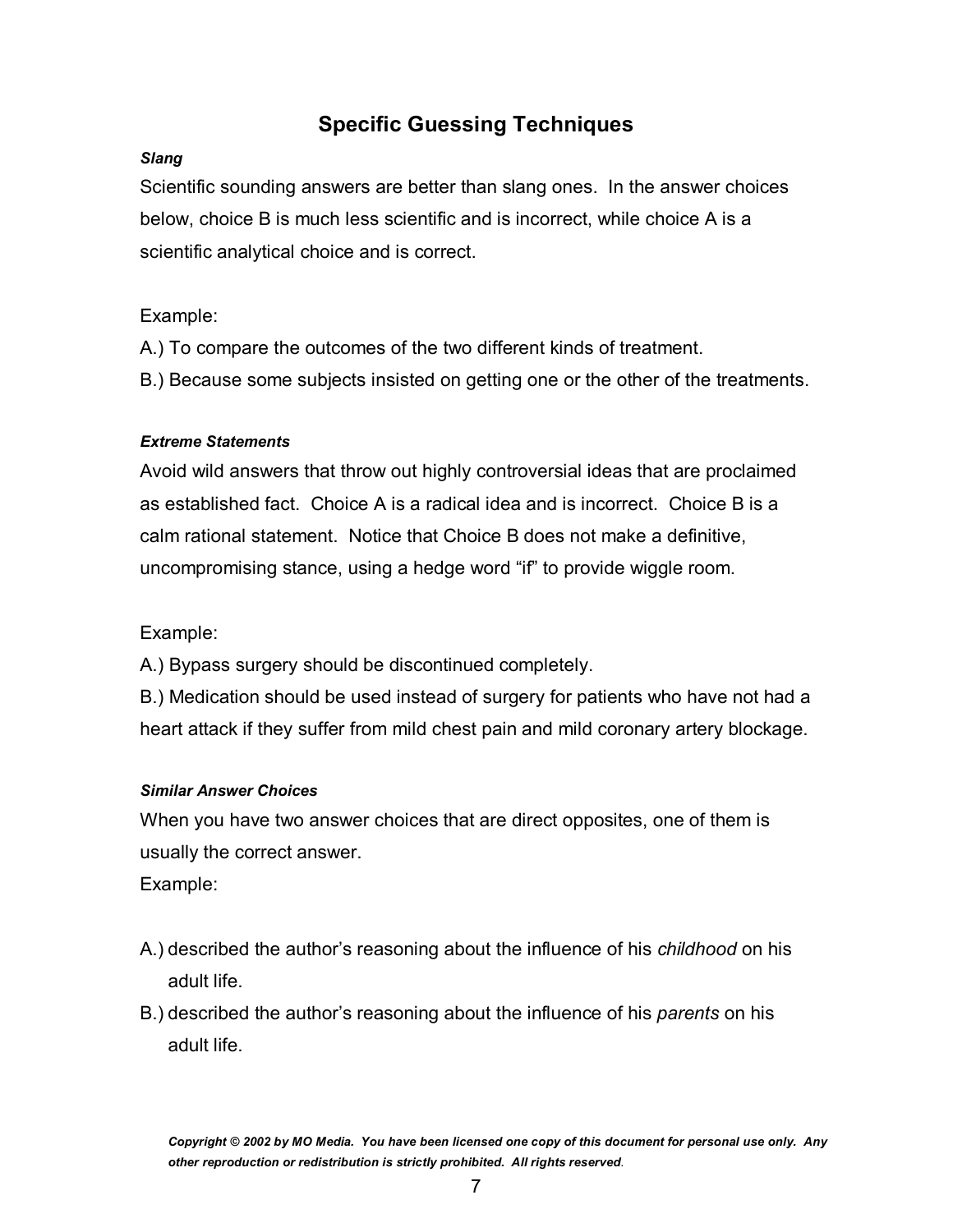## Specific Guessing Techniques

***Slang***

Scientific sounding answers are better than slang ones. In the answer choices below, choice B is much less scientific and is incorrect, while choice A is a scientific analytical choice and is correct.

Example:

A.) To compare the outcomes of the two different kinds of treatment.

B.) Because some subjects insisted on getting one or the other of the treatments.

***Extreme Statements***

Avoid wild answers that throw out highly controversial ideas that are proclaimed as established fact. Choice A is a radical idea and is incorrect. Choice B is a calm rational statement. Notice that Choice B does not make a definitive, uncompromising stance, using a hedge word "if" to provide wiggle room.

Example:

A.) Bypass surgery should be discontinued completely.

B.) Medication should be used instead of surgery for patients who have not had a heart attack if they suffer from mild chest pain and mild coronary artery blockage.

***Similar Answer Choices***

When you have two answer choices that are direct opposites, one of them is usually the correct answer.

Example:

A.) described the author's reasoning about the influence of his *childhood* on his adult life.

B.) described the author's reasoning about the influence of his *parents* on his adult life.

***Copyright © 2002 by MO Media. You have been licensed one copy of this document for personal use only. Any other reproduction or redistribution is strictly prohibited. All rights reserved.***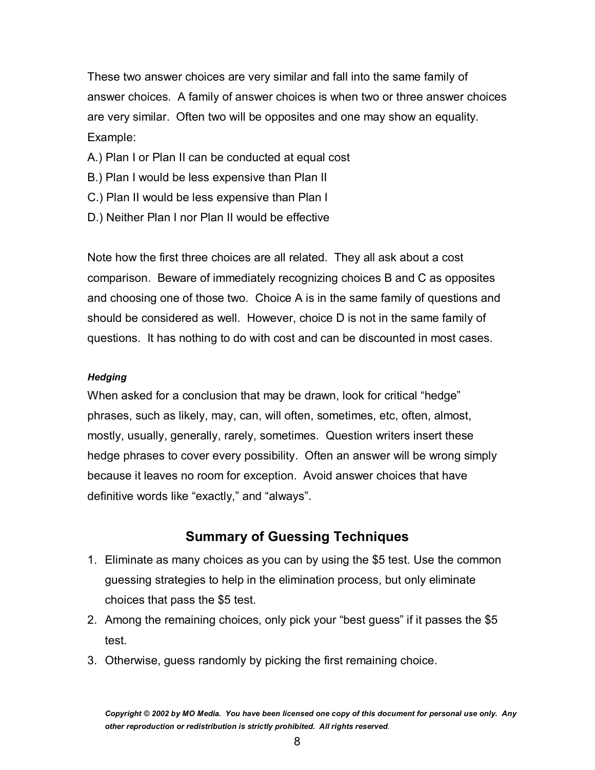These two answer choices are very similar and fall into the same family of answer choices. A family of answer choices is when two or three answer choices are very similar. Often two will be opposites and one may show an equality.

Example:

A.) Plan I or Plan II can be conducted at equal cost

B.) Plan I would be less expensive than Plan II

C.) Plan II would be less expensive than Plan I

D.) Neither Plan I nor Plan II would be effective

Note how the first three choices are all related. They all ask about a cost comparison. Beware of immediately recognizing choices B and C as opposites and choosing one of those two. Choice A is in the same family of questions and should be considered as well. However, choice D is not in the same family of questions. It has nothing to do with cost and can be discounted in most cases.

#### *Hedging*

When asked for a conclusion that may be drawn, look for critical "hedge" phrases, such as likely, may, can, will often, sometimes, etc, often, almost, mostly, usually, generally, rarely, sometimes. Question writers insert these hedge phrases to cover every possibility. Often an answer will be wrong simply because it leaves no room for exception. Avoid answer choices that have definitive words like "exactly," and "always".

## Summary of Guessing Techniques

1. Eliminate as many choices as you can by using the $5 test. Use the common guessing strategies to help in the elimination process, but only eliminate choices that pass the $5 test.
2. Among the remaining choices, only pick your "best guess" if it passes the $5 test.
3. Otherwise, guess randomly by picking the first remaining choice.

***Copyright © 2002 by MO Media. You have been licensed one copy of this document for personal use only. Any other reproduction or redistribution is strictly prohibited. All rights reserved.***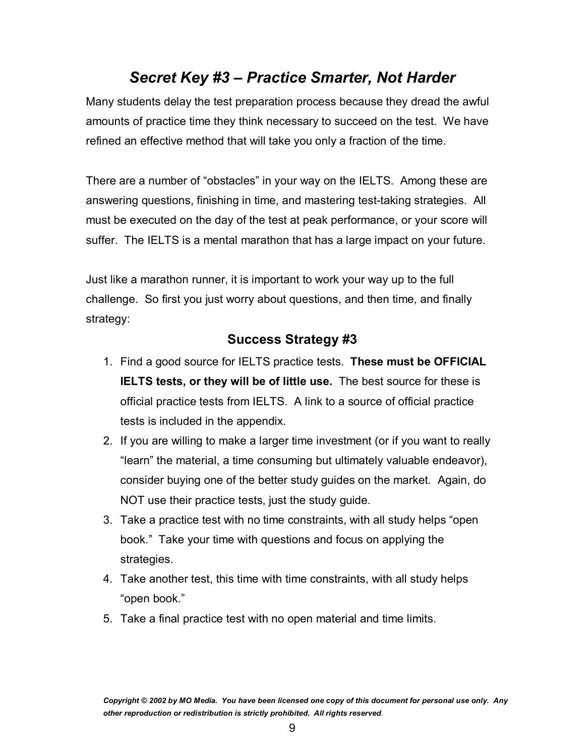## *Secret Key #3 – Practice Smarter, Not Harder*

Many students delay the test preparation process because they dread the awful amounts of practice time they think necessary to succeed on the test. We have refined an effective method that will take you only a fraction of the time.

There are a number of "obstacles" in your way on the IELTS. Among these are answering questions, finishing in time, and mastering test-taking strategies. All must be executed on the day of the test at peak performance, or your score will suffer. The IELTS is a mental marathon that has a large impact on your future.

Just like a marathon runner, it is important to work your way up to the full challenge. So first you just worry about questions, and then time, and finally strategy:

### Success Strategy #3

1. Find a good source for IELTS practice tests. **These must be OFFICIAL IELTS tests, or they will be of little use.** The best source for these is official practice tests from IELTS. A link to a source of official practice tests is included in the appendix.
2. If you are willing to make a larger time investment (or if you want to really "learn" the material, a time consuming but ultimately valuable endeavor), consider buying one of the better study guides on the market. Again, do NOT use their practice tests, just the study guide.
3. Take a practice test with no time constraints, with all study helps "open book." Take your time with questions and focus on applying the strategies.
4. Take another test, this time with time constraints, with all study helps "open book."
5. Take a final practice test with no open material and time limits.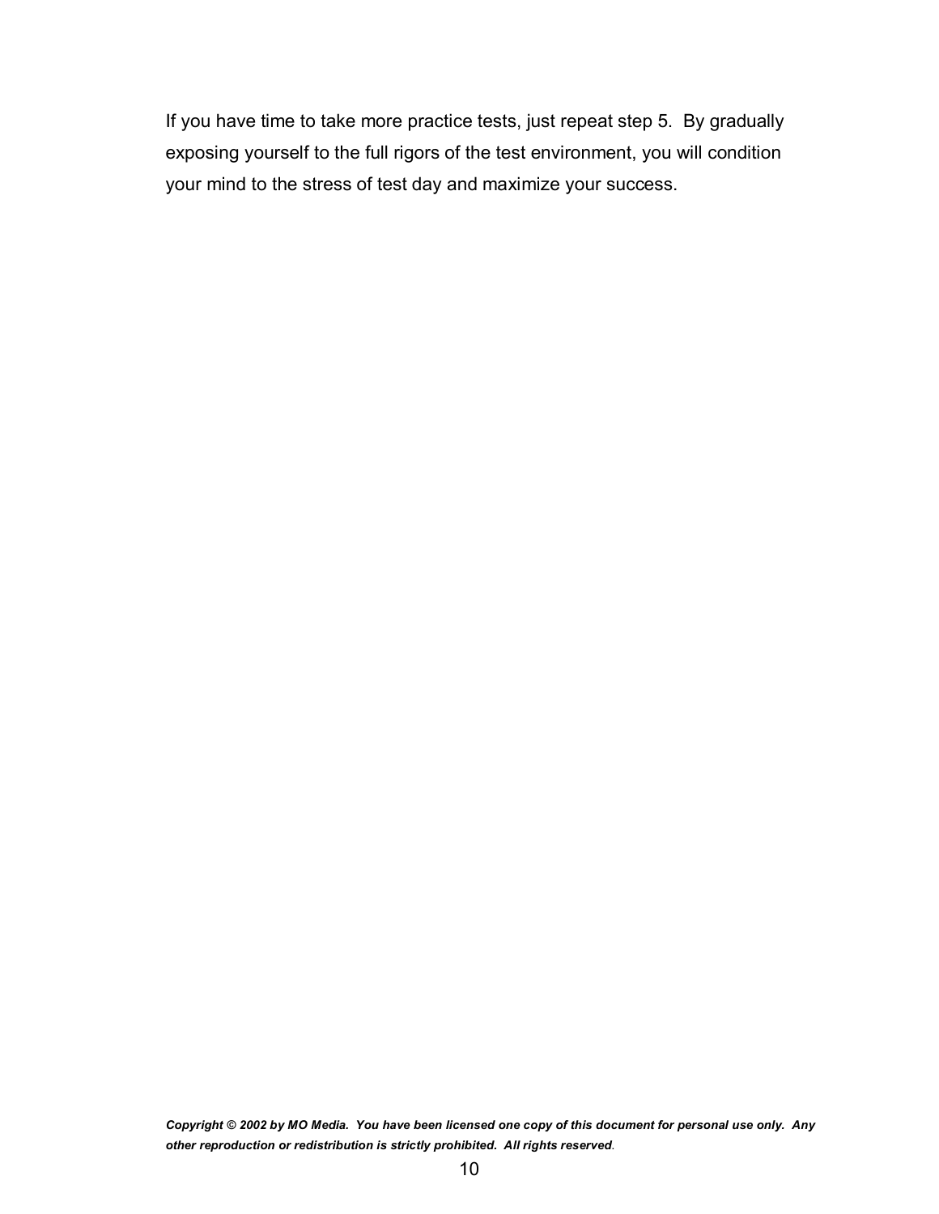If you have time to take more practice tests, just repeat step 5. By gradually exposing yourself to the full rigors of the test environment, you will condition your mind to the stress of test day and maximize your success.

***Copyright © 2002 by MO Media. You have been licensed one copy of this document for personal use only. Any other reproduction or redistribution is strictly prohibited. All rights reserved.***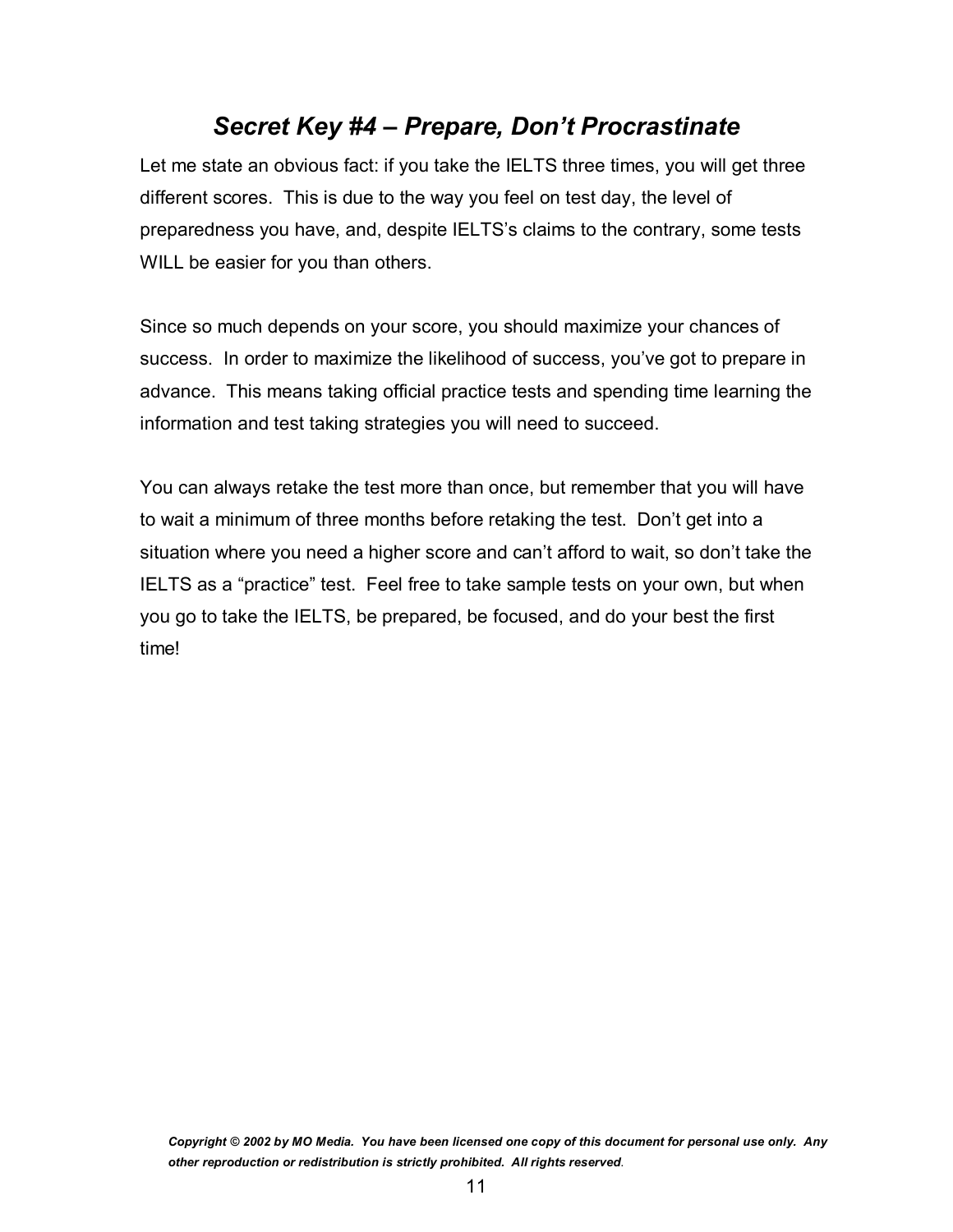## *Secret Key #4 – Prepare, Don't Procrastinate*

Let me state an obvious fact: if you take the IELTS three times, you will get three different scores. This is due to the way you feel on test day, the level of preparedness you have, and, despite IELTS's claims to the contrary, some tests WILL be easier for you than others.

Since so much depends on your score, you should maximize your chances of success. In order to maximize the likelihood of success, you've got to prepare in advance. This means taking official practice tests and spending time learning the information and test taking strategies you will need to succeed.

You can always retake the test more than once, but remember that you will have to wait a minimum of three months before retaking the test. Don't get into a situation where you need a higher score and can't afford to wait, so don't take the IELTS as a "practice" test. Feel free to take sample tests on your own, but when you go to take the IELTS, be prepared, be focused, and do your best the first time!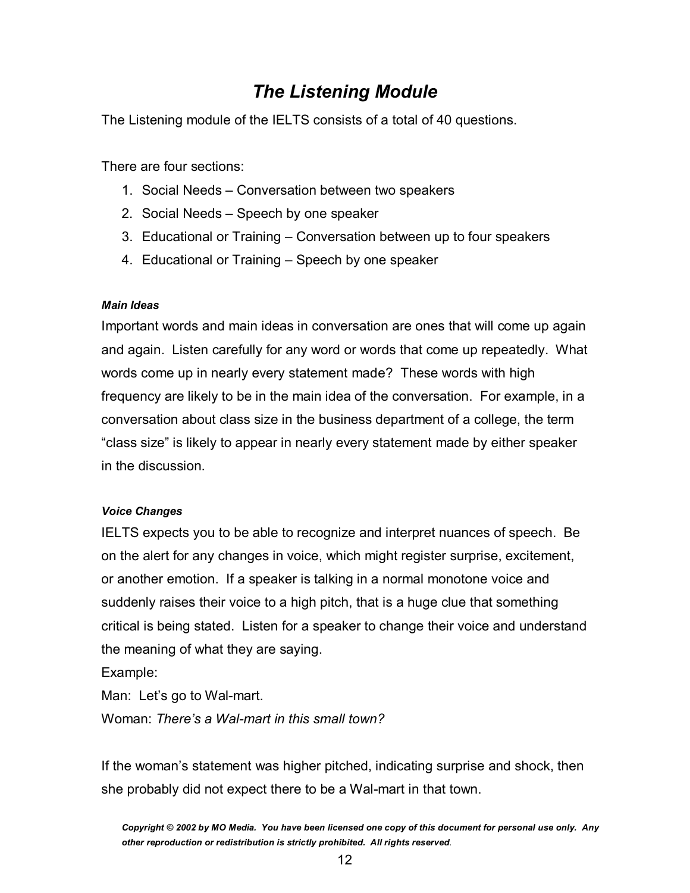# *The Listening Module*

The Listening module of the IELTS consists of a total of 40 questions.

There are four sections:

1. Social Needs – Conversation between two speakers
2. Social Needs – Speech by one speaker
3. Educational or Training – Conversation between up to four speakers
4. Educational or Training – Speech by one speaker

***Main Ideas***

Important words and main ideas in conversation are ones that will come up again and again. Listen carefully for any word or words that come up repeatedly. What words come up in nearly every statement made? These words with high frequency are likely to be in the main idea of the conversation. For example, in a conversation about class size in the business department of a college, the term "class size" is likely to appear in nearly every statement made by either speaker in the discussion.

***Voice Changes***

IELTS expects you to be able to recognize and interpret nuances of speech. Be on the alert for any changes in voice, which might register surprise, excitement, or another emotion. If a speaker is talking in a normal monotone voice and suddenly raises their voice to a high pitch, that is a huge clue that something critical is being stated. Listen for a speaker to change their voice and understand the meaning of what they are saying.

Example:

Man: Let's go to Wal-mart.

Woman: *There's a Wal-mart in this small town?*

If the woman's statement was higher pitched, indicating surprise and shock, then she probably did not expect there to be a Wal-mart in that town.

***Copyright © 2002 by MO Media. You have been licensed one copy of this document for personal use only. Any other reproduction or redistribution is strictly prohibited. All rights reserved.***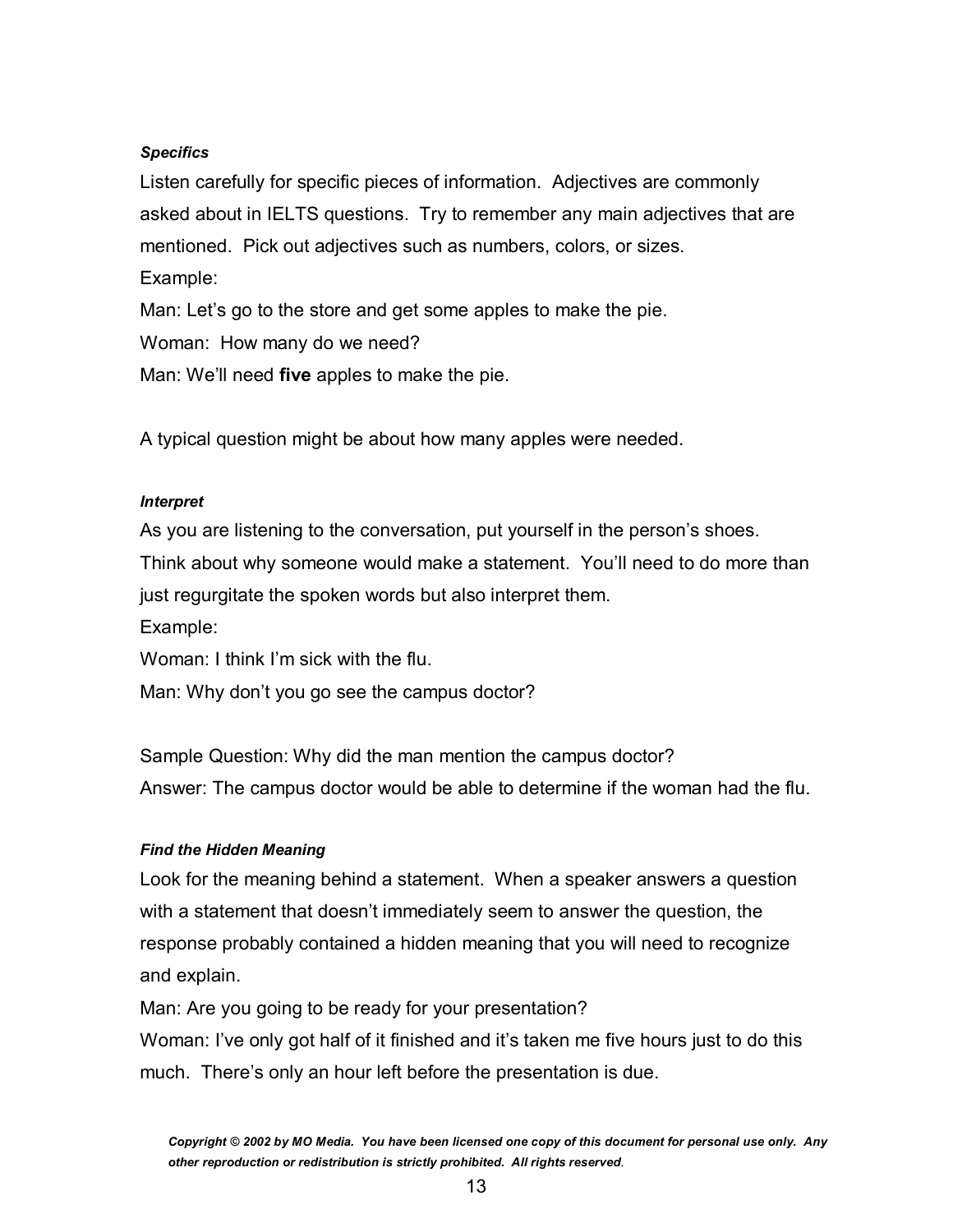***Specifics***

Listen carefully for specific pieces of information. Adjectives are commonly asked about in IELTS questions. Try to remember any main adjectives that are mentioned. Pick out adjectives such as numbers, colors, or sizes.

Example:

Man: Let's go to the store and get some apples to make the pie.

Woman: How many do we need?

Man: We'll need **five** apples to make the pie.

A typical question might be about how many apples were needed.

***Interpret***

As you are listening to the conversation, put yourself in the person's shoes. Think about why someone would make a statement. You'll need to do more than just regurgitate the spoken words but also interpret them.

Example:

Woman: I think I'm sick with the flu.

Man: Why don't you go see the campus doctor?

Sample Question: Why did the man mention the campus doctor?

Answer: The campus doctor would be able to determine if the woman had the flu.

***Find the Hidden Meaning***

Look for the meaning behind a statement. When a speaker answers a question with a statement that doesn't immediately seem to answer the question, the response probably contained a hidden meaning that you will need to recognize and explain.

Man: Are you going to be ready for your presentation?

Woman: I've only got half of it finished and it's taken me five hours just to do this much. There's only an hour left before the presentation is due.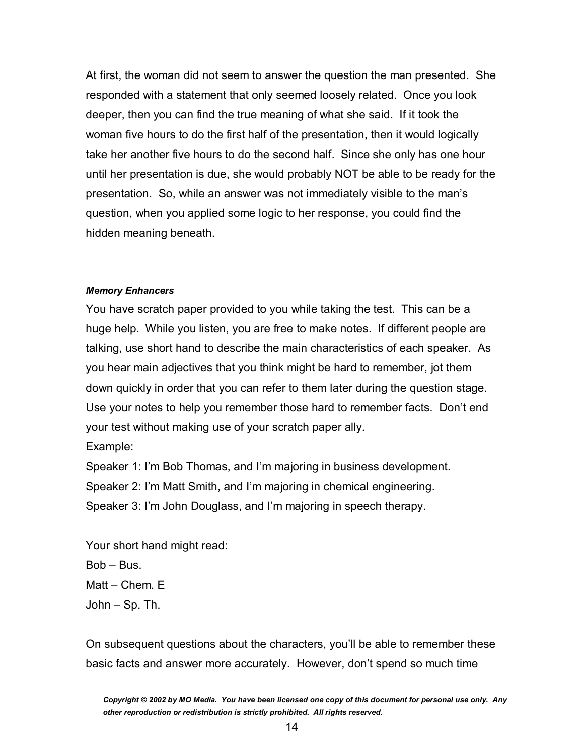At first, the woman did not seem to answer the question the man presented. She responded with a statement that only seemed loosely related. Once you look deeper, then you can find the true meaning of what she said. If it took the woman five hours to do the first half of the presentation, then it would logically take her another five hours to do the second half. Since she only has one hour until her presentation is due, she would probably NOT be able to be ready for the presentation. So, while an answer was not immediately visible to the man's question, when you applied some logic to her response, you could find the hidden meaning beneath.

***Memory Enhancers***

You have scratch paper provided to you while taking the test. This can be a huge help. While you listen, you are free to make notes. If different people are talking, use short hand to describe the main characteristics of each speaker. As you hear main adjectives that you think might be hard to remember, jot them down quickly in order that you can refer to them later during the question stage. Use your notes to help you remember those hard to remember facts. Don't end your test without making use of your scratch paper ally.

Example:

Speaker 1: I'm Bob Thomas, and I'm majoring in business development.

Speaker 2: I'm Matt Smith, and I'm majoring in chemical engineering.

Speaker 3: I'm John Douglass, and I'm majoring in speech therapy.

Your short hand might read:

Bob – Bus.

Matt – Chem. E

John – Sp. Th.

On subsequent questions about the characters, you'll be able to remember these basic facts and answer more accurately. However, don't spend so much time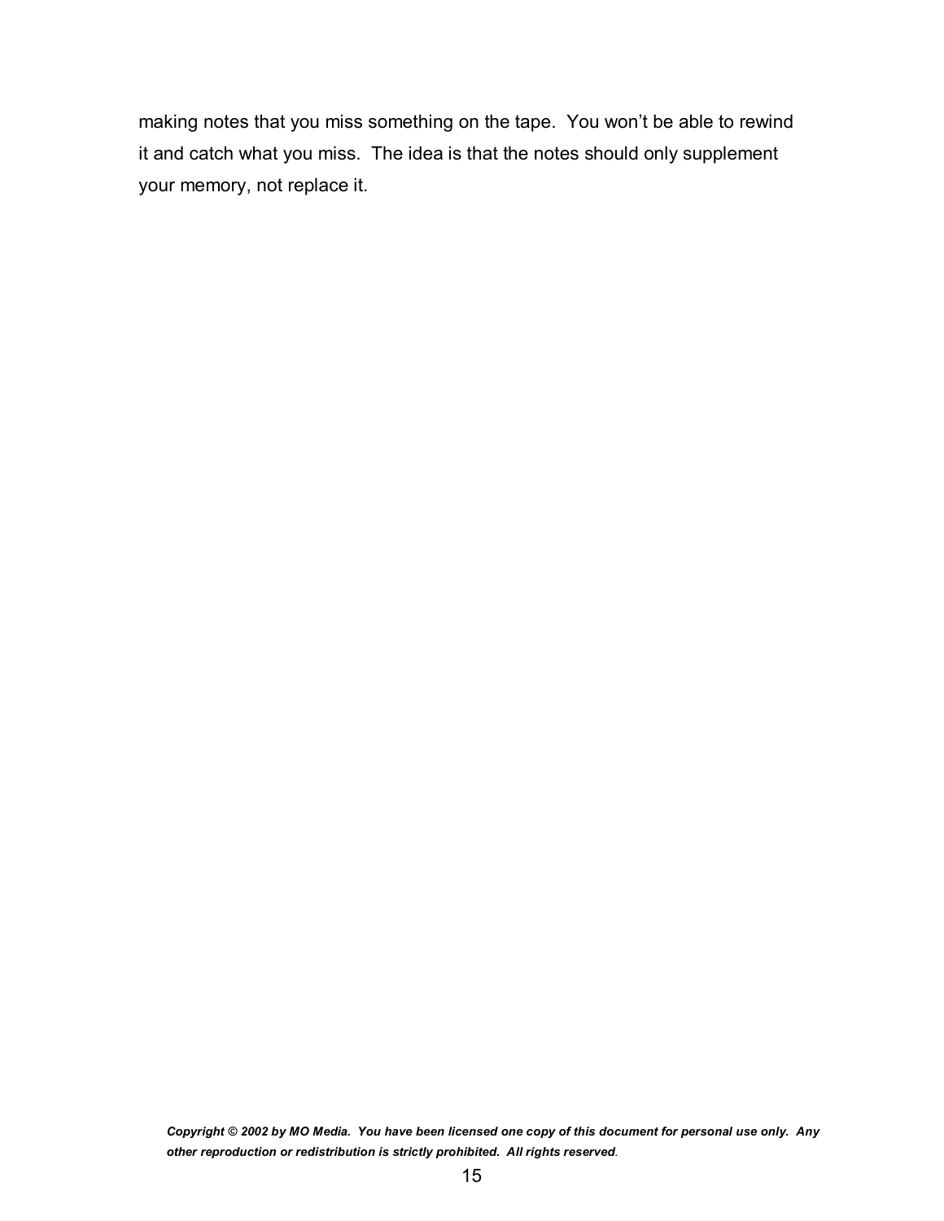making notes that you miss something on the tape. You won't be able to rewind it and catch what you miss. The idea is that the notes should only supplement your memory, not replace it.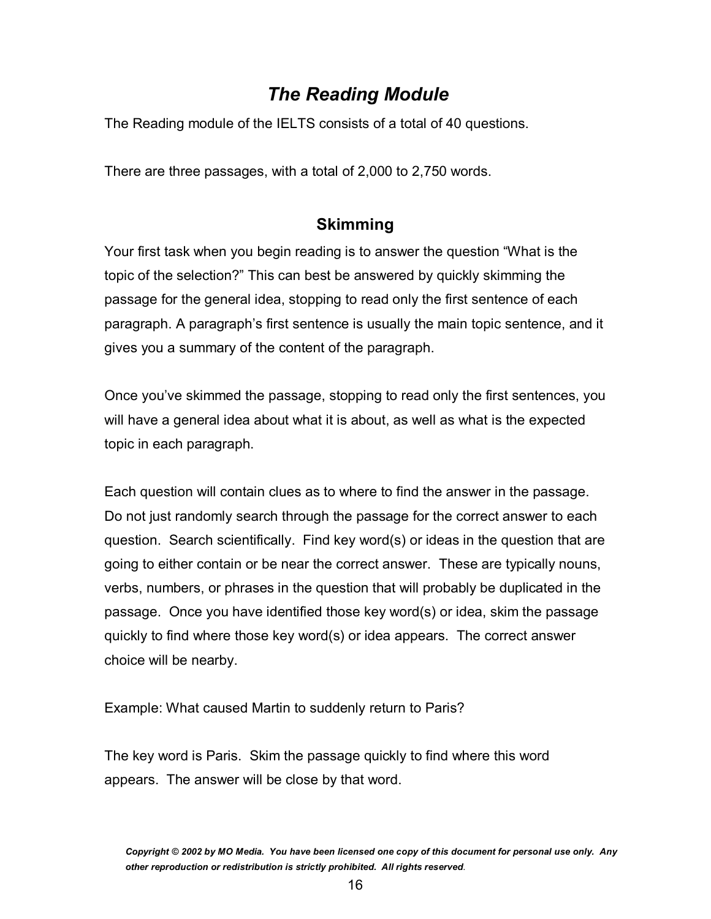# *The Reading Module*

The Reading module of the IELTS consists of a total of 40 questions.

There are three passages, with a total of 2,000 to 2,750 words.

## Skimming

Your first task when you begin reading is to answer the question “What is the topic of the selection?” This can best be answered by quickly skimming the passage for the general idea, stopping to read only the first sentence of each paragraph. A paragraph’s first sentence is usually the main topic sentence, and it gives you a summary of the content of the paragraph.

Once you’ve skimmed the passage, stopping to read only the first sentences, you will have a general idea about what it is about, as well as what is the expected topic in each paragraph.

Each question will contain clues as to where to find the answer in the passage. Do not just randomly search through the passage for the correct answer to each question. Search scientifically. Find key word(s) or ideas in the question that are going to either contain or be near the correct answer. These are typically nouns, verbs, numbers, or phrases in the question that will probably be duplicated in the passage. Once you have identified those key word(s) or idea, skim the passage quickly to find where those key word(s) or idea appears. The correct answer choice will be nearby.

Example: What caused Martin to suddenly return to Paris?

The key word is Paris. Skim the passage quickly to find where this word appears. The answer will be close by that word.

***Copyright © 2002 by MO Media. You have been licensed one copy of this document for personal use only. Any other reproduction or redistribution is strictly prohibited. All rights reserved.***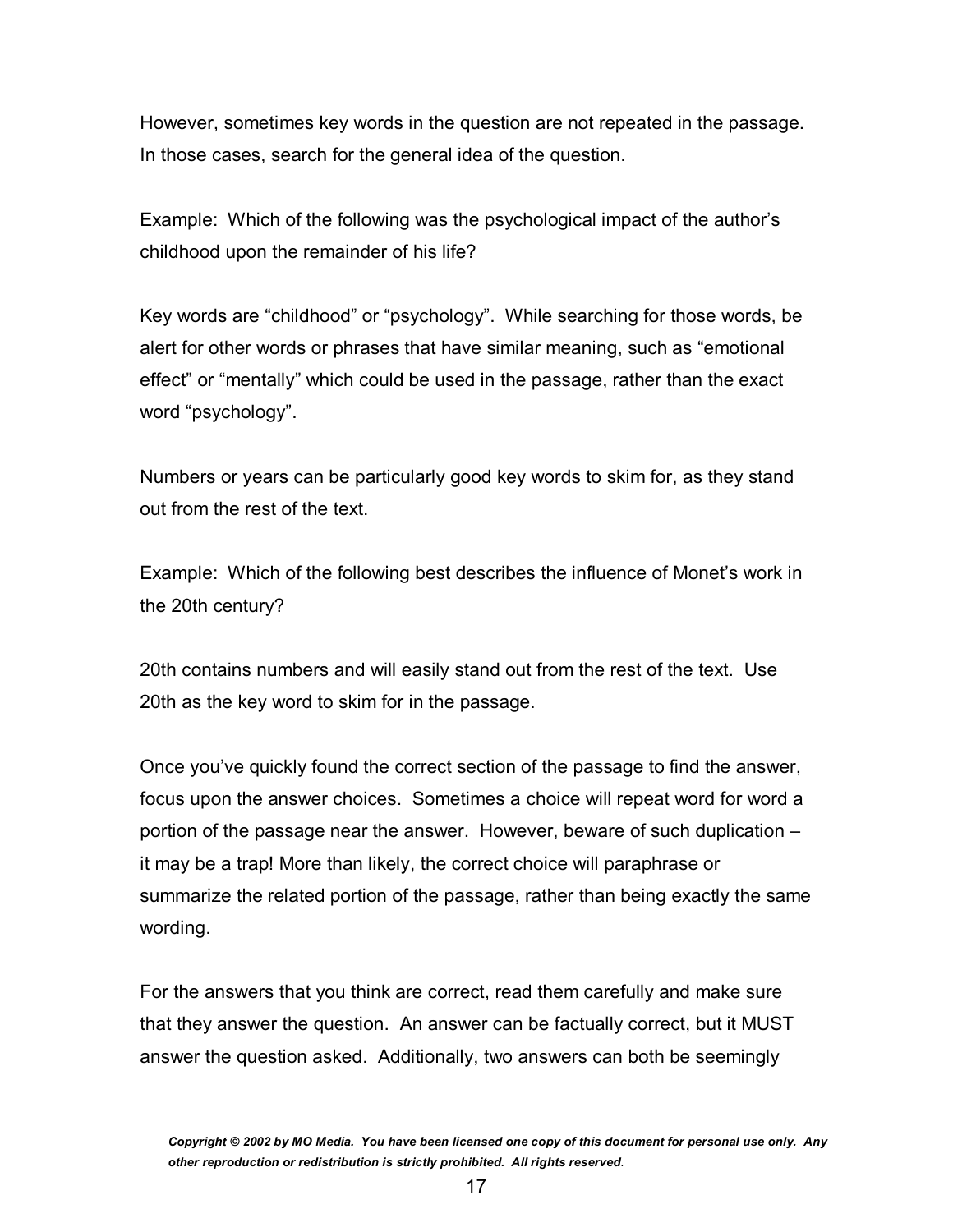However, sometimes key words in the question are not repeated in the passage. In those cases, search for the general idea of the question.

Example: Which of the following was the psychological impact of the author's childhood upon the remainder of his life?

Key words are "childhood" or "psychology". While searching for those words, be alert for other words or phrases that have similar meaning, such as "emotional effect" or "mentally" which could be used in the passage, rather than the exact word "psychology".

Numbers or years can be particularly good key words to skim for, as they stand out from the rest of the text.

Example: Which of the following best describes the influence of Monet's work in the 20th century?

20th contains numbers and will easily stand out from the rest of the text. Use 20th as the key word to skim for in the passage.

Once you've quickly found the correct section of the passage to find the answer, focus upon the answer choices. Sometimes a choice will repeat word for word a portion of the passage near the answer. However, beware of such duplication – it may be a trap! More than likely, the correct choice will paraphrase or summarize the related portion of the passage, rather than being exactly the same wording.

For the answers that you think are correct, read them carefully and make sure that they answer the question. An answer can be factually correct, but it MUST answer the question asked. Additionally, two answers can both be seemingly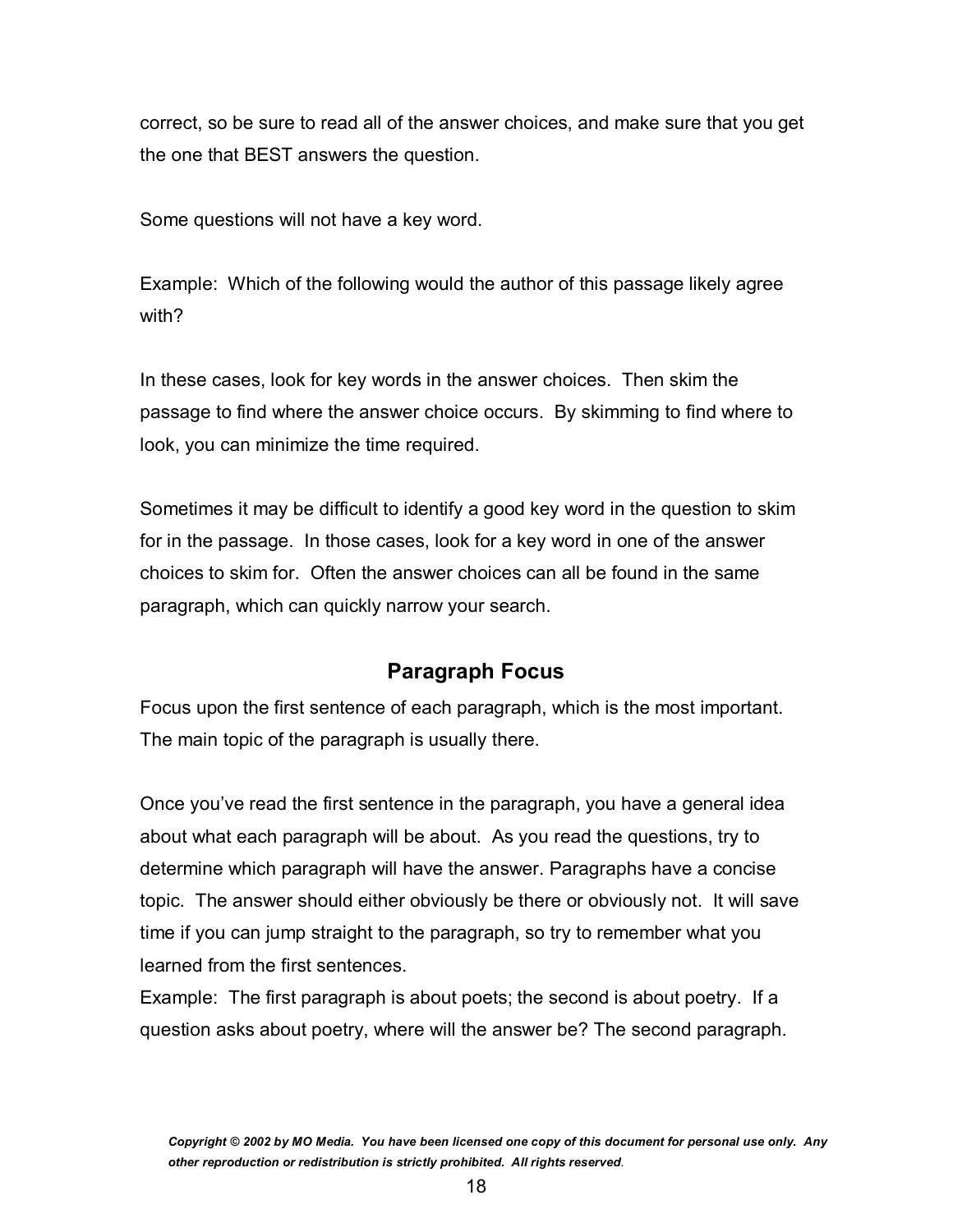correct, so be sure to read all of the answer choices, and make sure that you get the one that BEST answers the question.

Some questions will not have a key word.

Example: Which of the following would the author of this passage likely agree with?

In these cases, look for key words in the answer choices. Then skim the passage to find where the answer choice occurs. By skimming to find where to look, you can minimize the time required.

Sometimes it may be difficult to identify a good key word in the question to skim for in the passage. In those cases, look for a key word in one of the answer choices to skim for. Often the answer choices can all be found in the same paragraph, which can quickly narrow your search.

## Paragraph Focus

Focus upon the first sentence of each paragraph, which is the most important. The main topic of the paragraph is usually there.

Once you've read the first sentence in the paragraph, you have a general idea about what each paragraph will be about. As you read the questions, try to determine which paragraph will have the answer. Paragraphs have a concise topic. The answer should either obviously be there or obviously not. It will save time if you can jump straight to the paragraph, so try to remember what you learned from the first sentences.
Example: The first paragraph is about poets; the second is about poetry. If a question asks about poetry, where will the answer be? The second paragraph.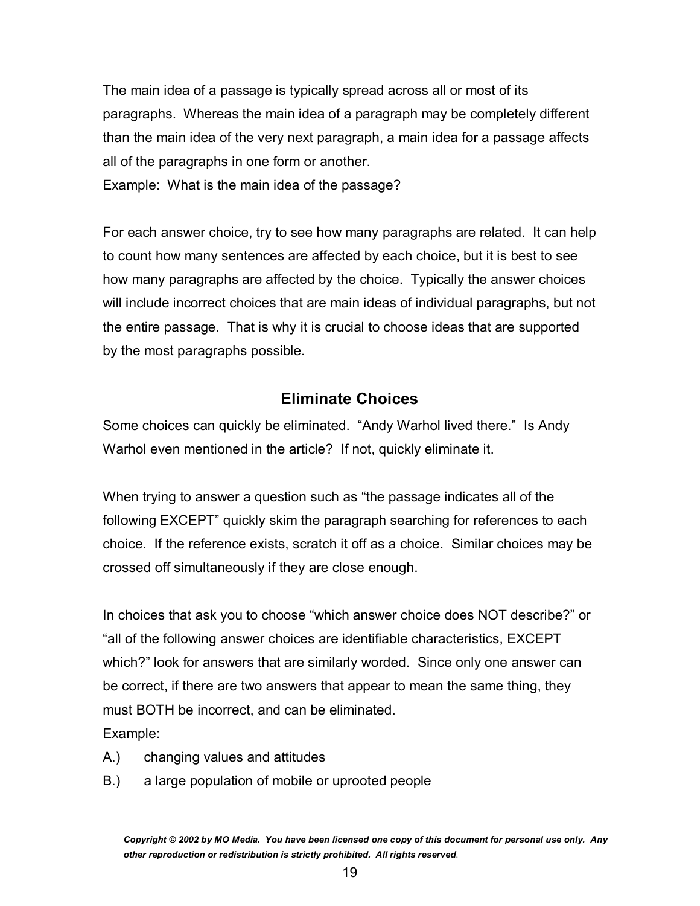The main idea of a passage is typically spread across all or most of its paragraphs. Whereas the main idea of a paragraph may be completely different than the main idea of the very next paragraph, a main idea for a passage affects all of the paragraphs in one form or another.

Example: What is the main idea of the passage?

For each answer choice, try to see how many paragraphs are related. It can help to count how many sentences are affected by each choice, but it is best to see how many paragraphs are affected by the choice. Typically the answer choices will include incorrect choices that are main ideas of individual paragraphs, but not the entire passage. That is why it is crucial to choose ideas that are supported by the most paragraphs possible.

## Eliminate Choices

Some choices can quickly be eliminated. "Andy Warhol lived there." Is Andy Warhol even mentioned in the article? If not, quickly eliminate it.

When trying to answer a question such as "the passage indicates all of the following EXCEPT" quickly skim the paragraph searching for references to each choice. If the reference exists, scratch it off as a choice. Similar choices may be crossed off simultaneously if they are close enough.

In choices that ask you to choose "which answer choice does NOT describe?" or "all of the following answer choices are identifiable characteristics, EXCEPT which?" look for answers that are similarly worded. Since only one answer can be correct, if there are two answers that appear to mean the same thing, they must BOTH be incorrect, and can be eliminated.

Example:

A.) changing values and attitudes

B.) a large population of mobile or uprooted people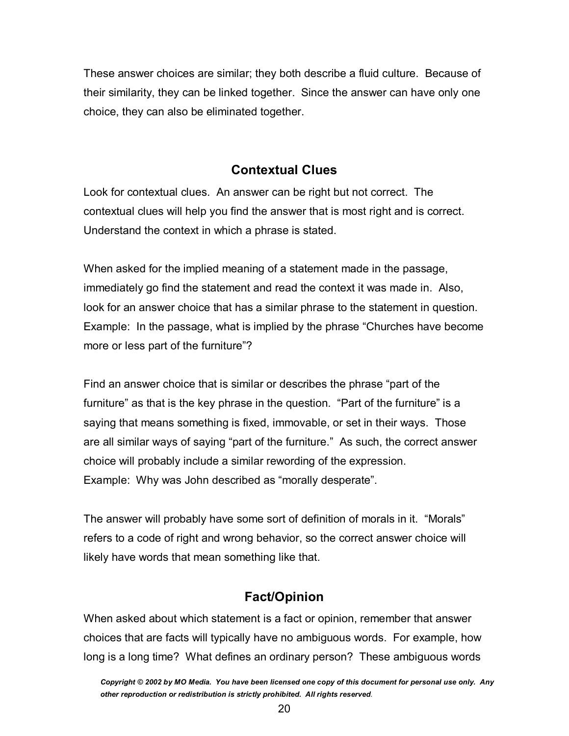These answer choices are similar; they both describe a fluid culture. Because of their similarity, they can be linked together. Since the answer can have only one choice, they can also be eliminated together.

## Contextual Clues

Look for contextual clues. An answer can be right but not correct. The contextual clues will help you find the answer that is most right and is correct. Understand the context in which a phrase is stated.

When asked for the implied meaning of a statement made in the passage, immediately go find the statement and read the context it was made in. Also, look for an answer choice that has a similar phrase to the statement in question. Example: In the passage, what is implied by the phrase "Churches have become more or less part of the furniture"?

Find an answer choice that is similar or describes the phrase "part of the furniture" as that is the key phrase in the question. "Part of the furniture" is a saying that means something is fixed, immovable, or set in their ways. Those are all similar ways of saying "part of the furniture." As such, the correct answer choice will probably include a similar rewording of the expression.
Example: Why was John described as "morally desperate".

The answer will probably have some sort of definition of morals in it. "Morals" refers to a code of right and wrong behavior, so the correct answer choice will likely have words that mean something like that.

## Fact/Opinion

When asked about which statement is a fact or opinion, remember that answer choices that are facts will typically have no ambiguous words. For example, how long is a long time? What defines an ordinary person? These ambiguous words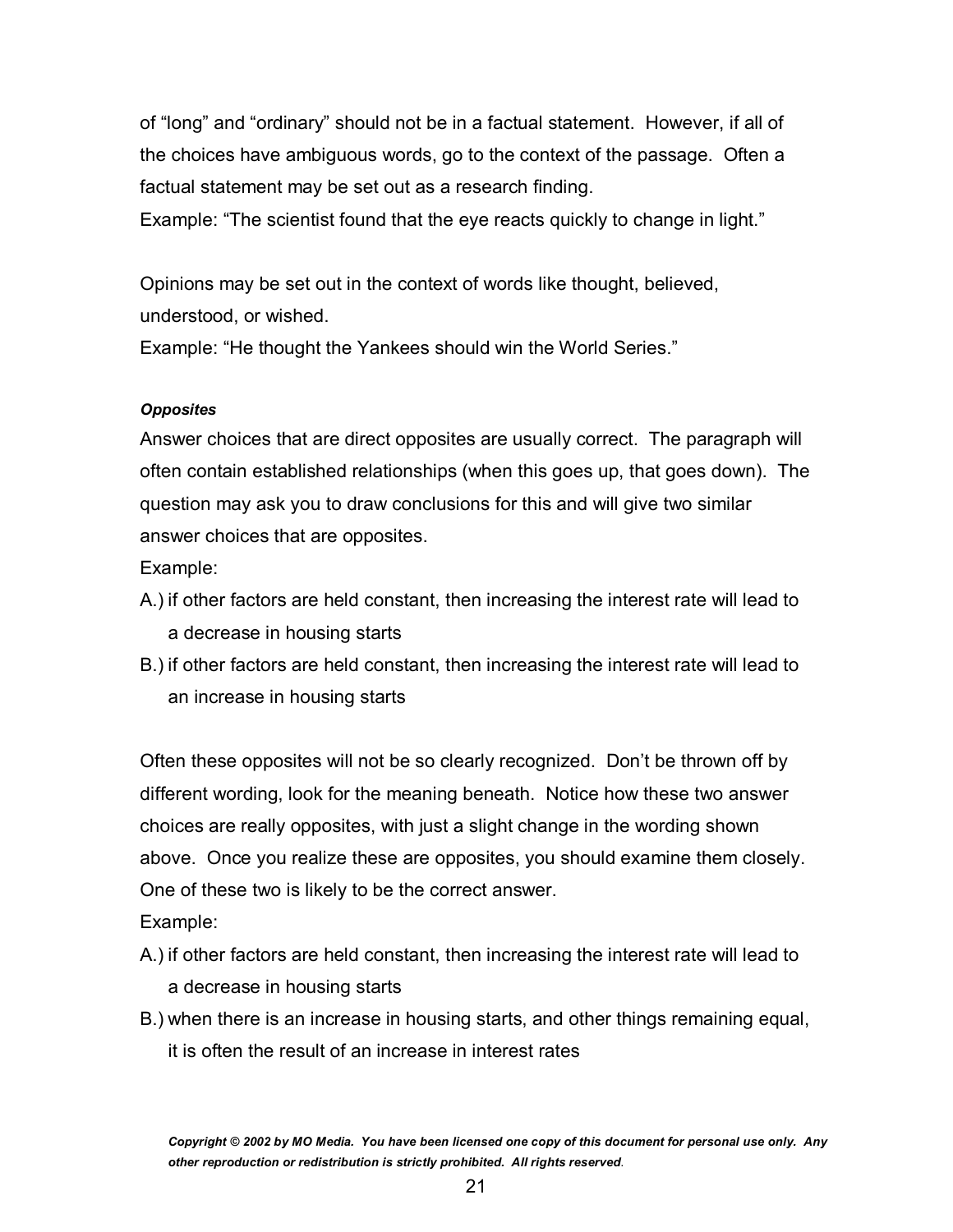of “long” and “ordinary” should not be in a factual statement. However, if all of the choices have ambiguous words, go to the context of the passage. Often a factual statement may be set out as a research finding.
Example: “The scientist found that the eye reacts quickly to change in light.”

Opinions may be set out in the context of words like thought, believed, understood, or wished.
Example: “He thought the Yankees should win the World Series.”

***Opposites***

Answer choices that are direct opposites are usually correct. The paragraph will often contain established relationships (when this goes up, that goes down). The question may ask you to draw conclusions for this and will give two similar answer choices that are opposites.
Example:

A.) if other factors are held constant, then increasing the interest rate will lead to a decrease in housing starts
B.) if other factors are held constant, then increasing the interest rate will lead to an increase in housing starts

Often these opposites will not be so clearly recognized. Don’t be thrown off by different wording, look for the meaning beneath. Notice how these two answer choices are really opposites, with just a slight change in the wording shown above. Once you realize these are opposites, you should examine them closely. One of these two is likely to be the correct answer.
Example:

A.) if other factors are held constant, then increasing the interest rate will lead to a decrease in housing starts
B.) when there is an increase in housing starts, and other things remaining equal, it is often the result of an increase in interest rates

***Copyright © 2002 by MO Media. You have been licensed one copy of this document for personal use only. Any other reproduction or redistribution is strictly prohibited. All rights reserved.***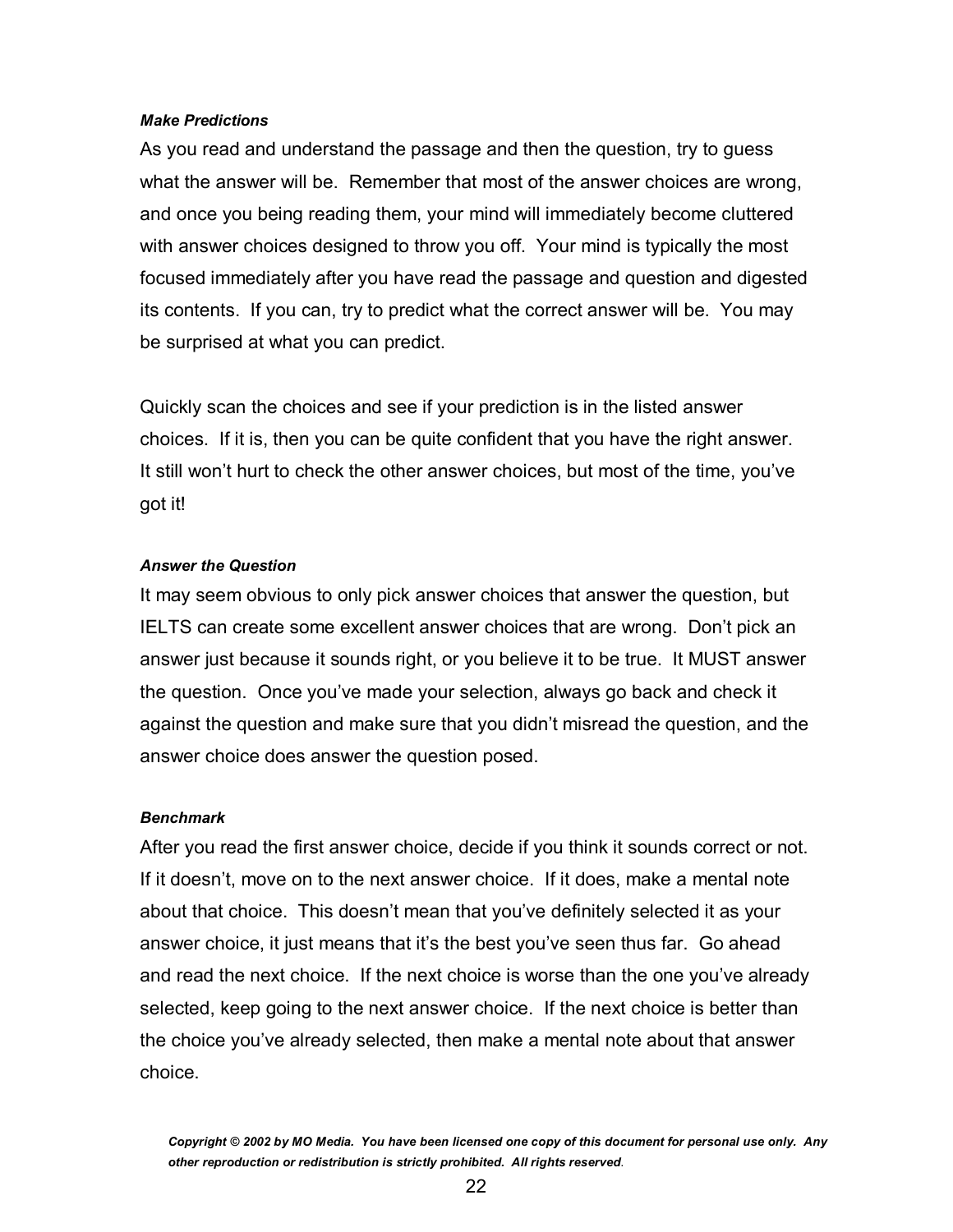***Make Predictions***

As you read and understand the passage and then the question, try to guess what the answer will be. Remember that most of the answer choices are wrong, and once you being reading them, your mind will immediately become cluttered with answer choices designed to throw you off. Your mind is typically the most focused immediately after you have read the passage and question and digested its contents. If you can, try to predict what the correct answer will be. You may be surprised at what you can predict.

Quickly scan the choices and see if your prediction is in the listed answer choices. If it is, then you can be quite confident that you have the right answer. It still won't hurt to check the other answer choices, but most of the time, you've got it!

***Answer the Question***

It may seem obvious to only pick answer choices that answer the question, but IELTS can create some excellent answer choices that are wrong. Don't pick an answer just because it sounds right, or you believe it to be true. It MUST answer the question. Once you've made your selection, always go back and check it against the question and make sure that you didn't misread the question, and the answer choice does answer the question posed.

***Benchmark***

After you read the first answer choice, decide if you think it sounds correct or not. If it doesn't, move on to the next answer choice. If it does, make a mental note about that choice. This doesn't mean that you've definitely selected it as your answer choice, it just means that it's the best you've seen thus far. Go ahead and read the next choice. If the next choice is worse than the one you've already selected, keep going to the next answer choice. If the next choice is better than the choice you've already selected, then make a mental note about that answer choice.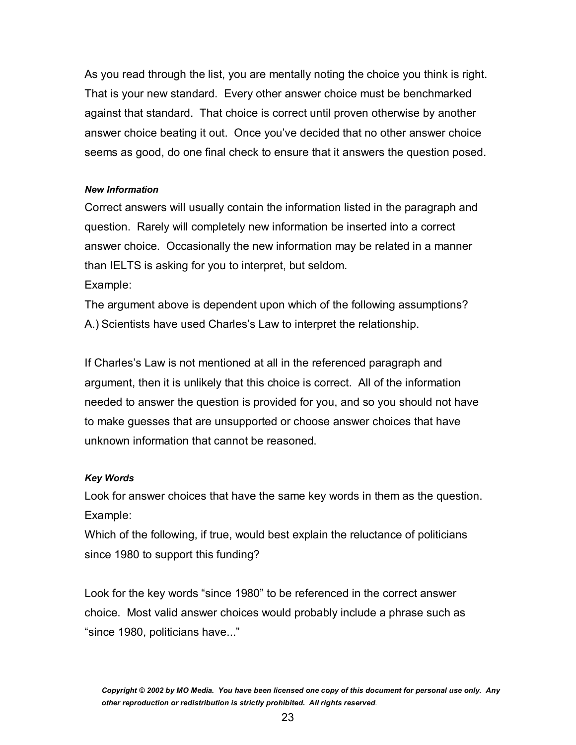As you read through the list, you are mentally noting the choice you think is right. That is your new standard. Every other answer choice must be benchmarked against that standard. That choice is correct until proven otherwise by another answer choice beating it out. Once you've decided that no other answer choice seems as good, do one final check to ensure that it answers the question posed.

***New Information***

Correct answers will usually contain the information listed in the paragraph and question. Rarely will completely new information be inserted into a correct answer choice. Occasionally the new information may be related in a manner than IELTS is asking for you to interpret, but seldom.

Example:

The argument above is dependent upon which of the following assumptions?

A.) Scientists have used Charles's Law to interpret the relationship.

If Charles's Law is not mentioned at all in the referenced paragraph and argument, then it is unlikely that this choice is correct. All of the information needed to answer the question is provided for you, and so you should not have to make guesses that are unsupported or choose answer choices that have unknown information that cannot be reasoned.

***Key Words***

Look for answer choices that have the same key words in them as the question.

Example:

Which of the following, if true, would best explain the reluctance of politicians since 1980 to support this funding?

Look for the key words "since 1980" to be referenced in the correct answer choice. Most valid answer choices would probably include a phrase such as "since 1980, politicians have..."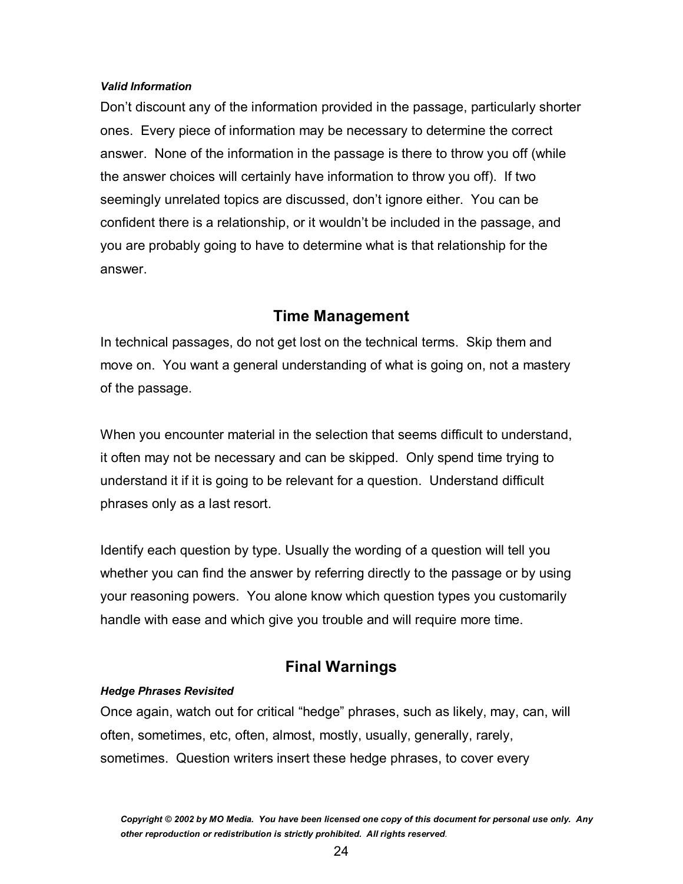***Valid Information***

Don't discount any of the information provided in the passage, particularly shorter ones. Every piece of information may be necessary to determine the correct answer. None of the information in the passage is there to throw you off (while the answer choices will certainly have information to throw you off). If two seemingly unrelated topics are discussed, don't ignore either. You can be confident there is a relationship, or it wouldn't be included in the passage, and you are probably going to have to determine what is that relationship for the answer.

## Time Management

In technical passages, do not get lost on the technical terms. Skip them and move on. You want a general understanding of what is going on, not a mastery of the passage.

When you encounter material in the selection that seems difficult to understand, it often may not be necessary and can be skipped. Only spend time trying to understand it if it is going to be relevant for a question. Understand difficult phrases only as a last resort.

Identify each question by type. Usually the wording of a question will tell you whether you can find the answer by referring directly to the passage or by using your reasoning powers. You alone know which question types you customarily handle with ease and which give you trouble and will require more time.

## Final Warnings

***Hedge Phrases Revisited***

Once again, watch out for critical "hedge" phrases, such as likely, may, can, will often, sometimes, etc, often, almost, mostly, usually, generally, rarely, sometimes. Question writers insert these hedge phrases, to cover every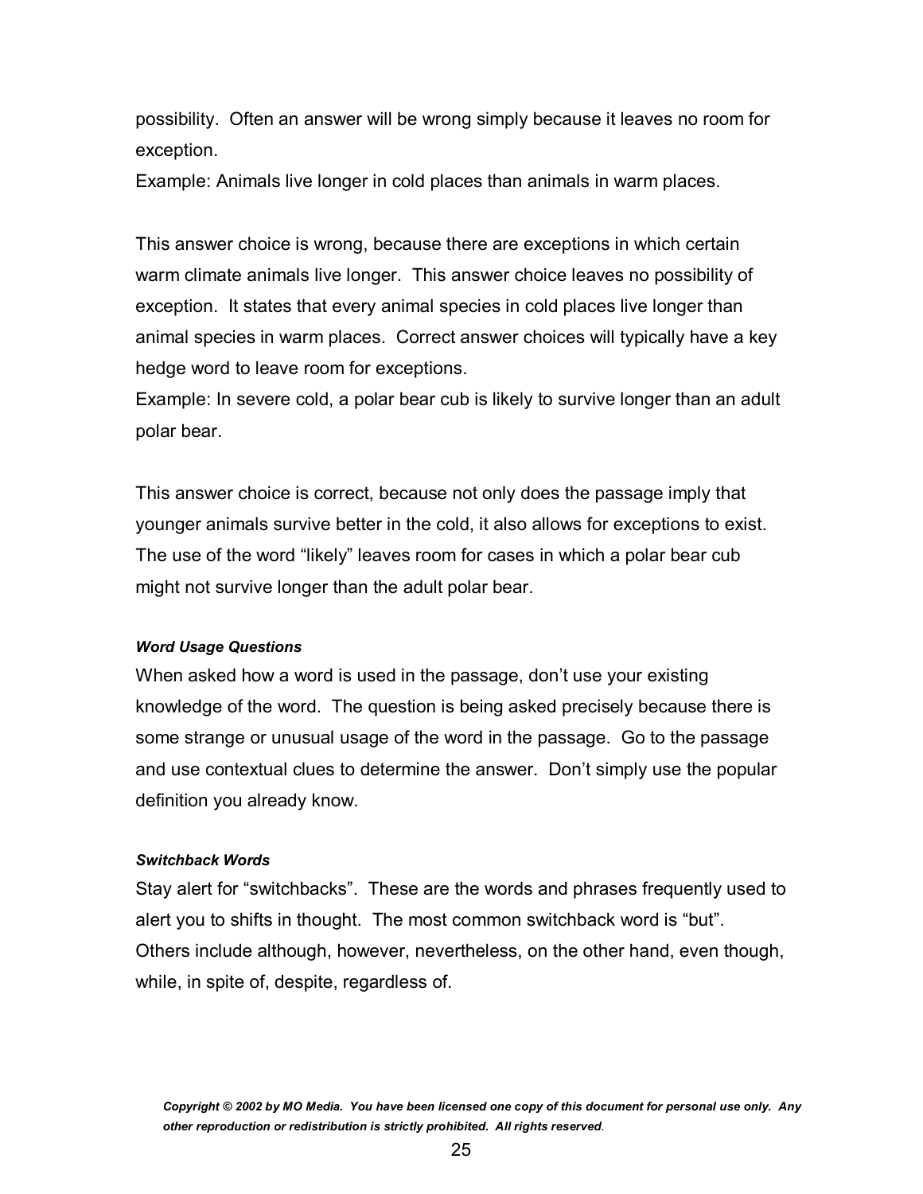possibility. Often an answer will be wrong simply because it leaves no room for exception.

Example: Animals live longer in cold places than animals in warm places.

This answer choice is wrong, because there are exceptions in which certain warm climate animals live longer. This answer choice leaves no possibility of exception. It states that every animal species in cold places live longer than animal species in warm places. Correct answer choices will typically have a key hedge word to leave room for exceptions.

Example: In severe cold, a polar bear cub is likely to survive longer than an adult polar bear.

This answer choice is correct, because not only does the passage imply that younger animals survive better in the cold, it also allows for exceptions to exist. The use of the word "likely" leaves room for cases in which a polar bear cub might not survive longer than the adult polar bear.

#### *Word Usage Questions*

When asked how a word is used in the passage, don't use your existing knowledge of the word. The question is being asked precisely because there is some strange or unusual usage of the word in the passage. Go to the passage and use contextual clues to determine the answer. Don't simply use the popular definition you already know.

#### *Switchback Words*

Stay alert for "switchbacks". These are the words and phrases frequently used to alert you to shifts in thought. The most common switchback word is "but". Others include although, however, nevertheless, on the other hand, even though, while, in spite of, despite, regardless of.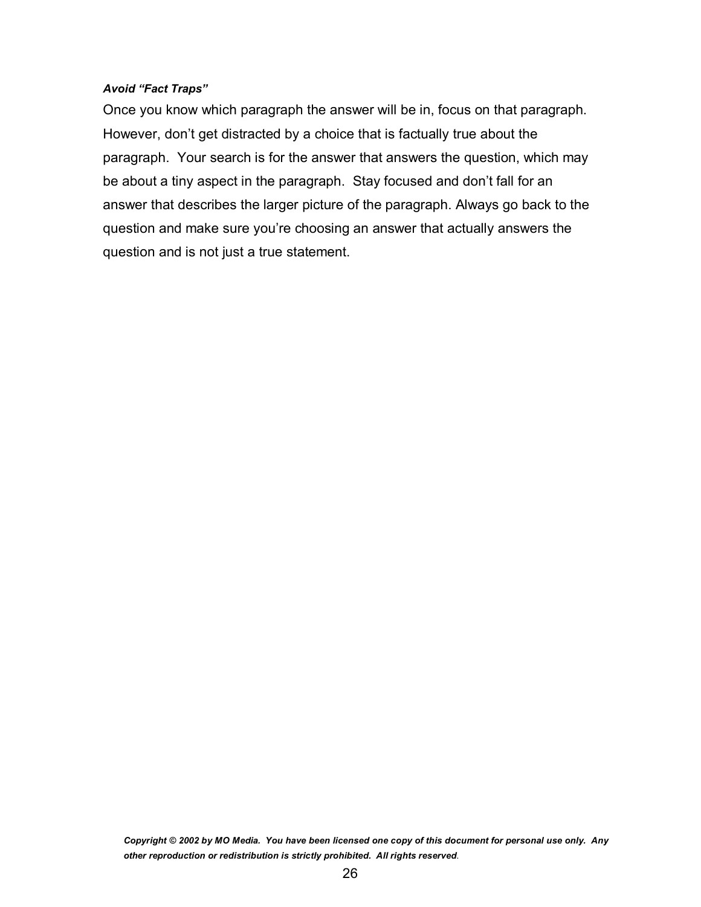***Avoid "Fact Traps"***

Once you know which paragraph the answer will be in, focus on that paragraph. However, don't get distracted by a choice that is factually true about the paragraph. Your search is for the answer that answers the question, which may be about a tiny aspect in the paragraph. Stay focused and don't fall for an answer that describes the larger picture of the paragraph. Always go back to the question and make sure you're choosing an answer that actually answers the question and is not just a true statement.

***Copyright © 2002 by MO Media. You have been licensed one copy of this document for personal use only. Any other reproduction or redistribution is strictly prohibited. All rights reserved.***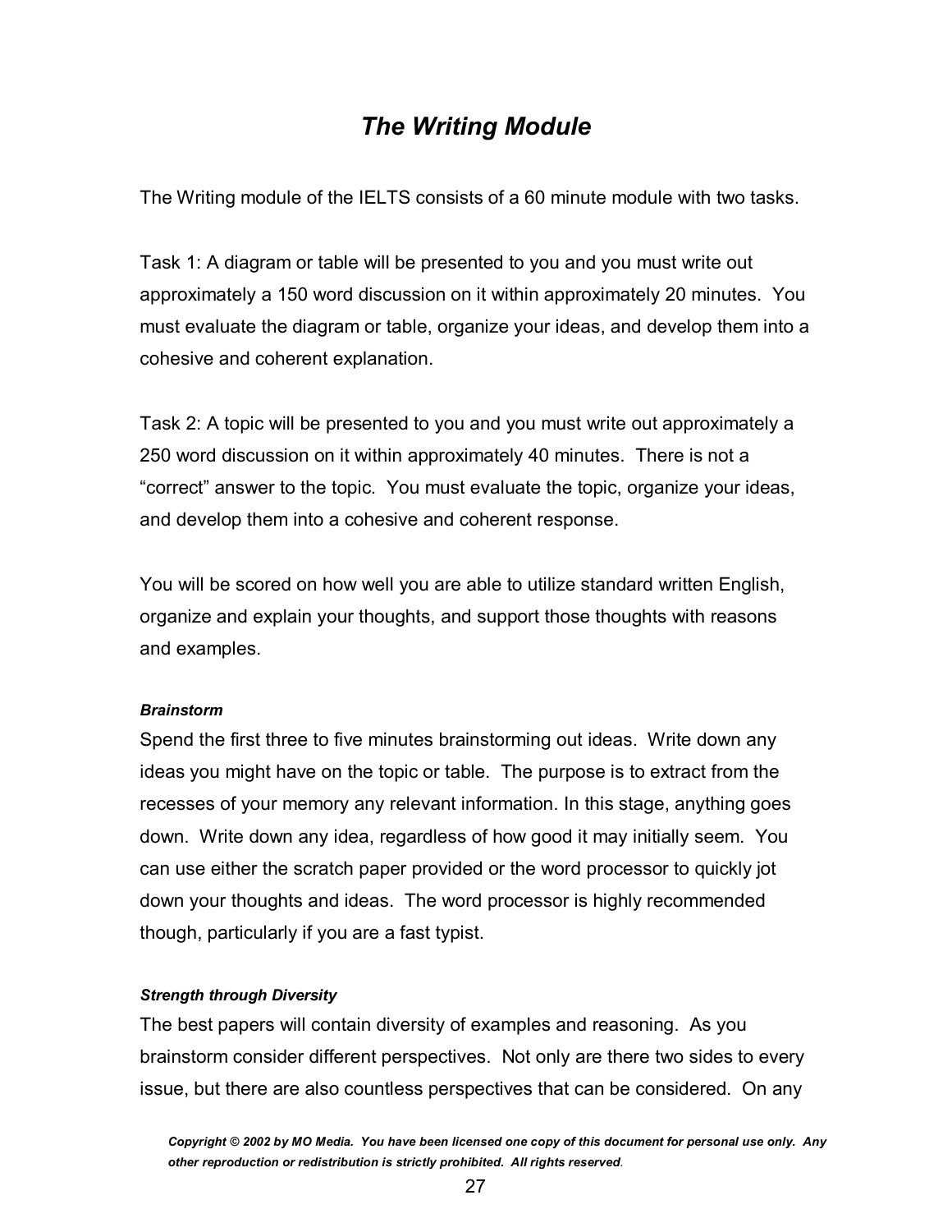# *The Writing Module*

The Writing module of the IELTS consists of a 60 minute module with two tasks.

Task 1: A diagram or table will be presented to you and you must write out approximately a 150 word discussion on it within approximately 20 minutes. You must evaluate the diagram or table, organize your ideas, and develop them into a cohesive and coherent explanation.

Task 2: A topic will be presented to you and you must write out approximately a 250 word discussion on it within approximately 40 minutes. There is not a "correct" answer to the topic. You must evaluate the topic, organize your ideas, and develop them into a cohesive and coherent response.

You will be scored on how well you are able to utilize standard written English, organize and explain your thoughts, and support those thoughts with reasons and examples.

***Brainstorm***

Spend the first three to five minutes brainstorming out ideas. Write down any ideas you might have on the topic or table. The purpose is to extract from the recesses of your memory any relevant information. In this stage, anything goes down. Write down any idea, regardless of how good it may initially seem. You can use either the scratch paper provided or the word processor to quickly jot down your thoughts and ideas. The word processor is highly recommended though, particularly if you are a fast typist.

***Strength through Diversity***

The best papers will contain diversity of examples and reasoning. As you brainstorm consider different perspectives. Not only are there two sides to every issue, but there are also countless perspectives that can be considered. On any

*Copyright © 2002 by MO Media. You have been licensed one copy of this document for personal use only. Any other reproduction or redistribution is strictly prohibited. All rights reserved.*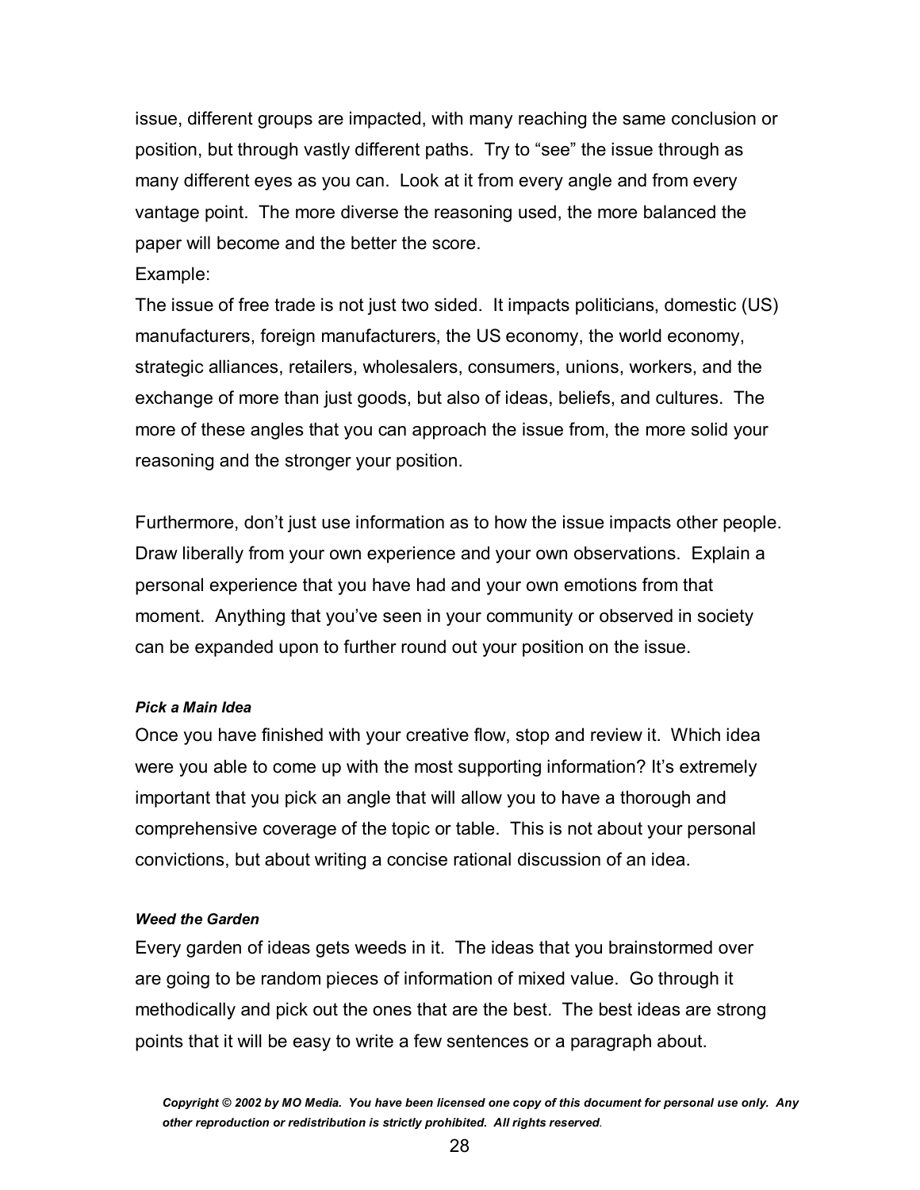issue, different groups are impacted, with many reaching the same conclusion or position, but through vastly different paths. Try to "see" the issue through as many different eyes as you can. Look at it from every angle and from every vantage point. The more diverse the reasoning used, the more balanced the paper will become and the better the score.

Example:

The issue of free trade is not just two sided. It impacts politicians, domestic (US) manufacturers, foreign manufacturers, the US economy, the world economy, strategic alliances, retailers, wholesalers, consumers, unions, workers, and the exchange of more than just goods, but also of ideas, beliefs, and cultures. The more of these angles that you can approach the issue from, the more solid your reasoning and the stronger your position.

Furthermore, don't just use information as to how the issue impacts other people. Draw liberally from your own experience and your own observations. Explain a personal experience that you have had and your own emotions from that moment. Anything that you've seen in your community or observed in society can be expanded upon to further round out your position on the issue.

#### *Pick a Main Idea*

Once you have finished with your creative flow, stop and review it. Which idea were you able to come up with the most supporting information? It's extremely important that you pick an angle that will allow you to have a thorough and comprehensive coverage of the topic or table. This is not about your personal convictions, but about writing a concise rational discussion of an idea.

#### *Weed the Garden*

Every garden of ideas gets weeds in it. The ideas that you brainstormed over are going to be random pieces of information of mixed value. Go through it methodically and pick out the ones that are the best. The best ideas are strong points that it will be easy to write a few sentences or a paragraph about.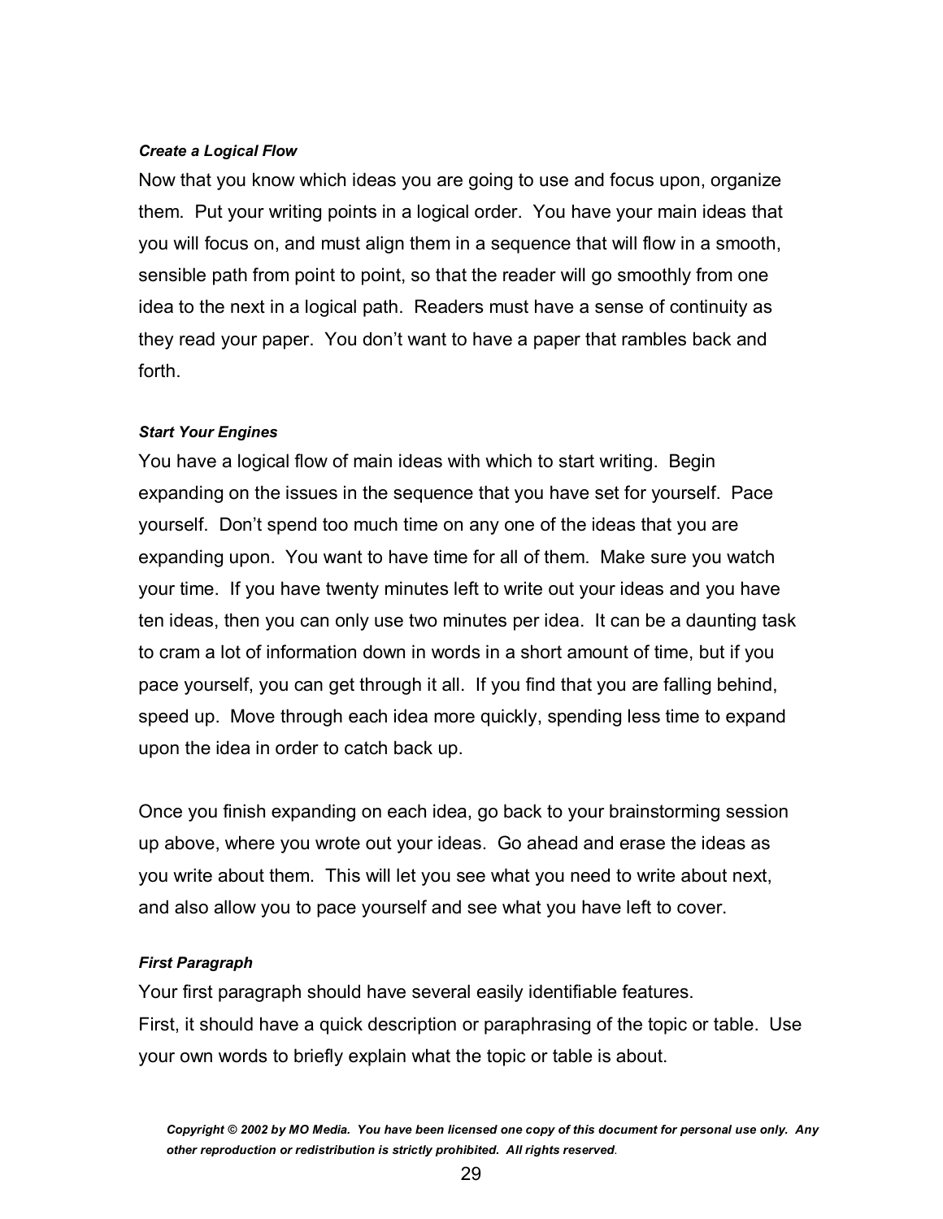### *Create a Logical Flow*

Now that you know which ideas you are going to use and focus upon, organize them. Put your writing points in a logical order. You have your main ideas that you will focus on, and must align them in a sequence that will flow in a smooth, sensible path from point to point, so that the reader will go smoothly from one idea to the next in a logical path. Readers must have a sense of continuity as they read your paper. You don't want to have a paper that rambles back and forth.

### *Start Your Engines*

You have a logical flow of main ideas with which to start writing. Begin expanding on the issues in the sequence that you have set for yourself. Pace yourself. Don't spend too much time on any one of the ideas that you are expanding upon. You want to have time for all of them. Make sure you watch your time. If you have twenty minutes left to write out your ideas and you have ten ideas, then you can only use two minutes per idea. It can be a daunting task to cram a lot of information down in words in a short amount of time, but if you pace yourself, you can get through it all. If you find that you are falling behind, speed up. Move through each idea more quickly, spending less time to expand upon the idea in order to catch back up.

Once you finish expanding on each idea, go back to your brainstorming session up above, where you wrote out your ideas. Go ahead and erase the ideas as you write about them. This will let you see what you need to write about next, and also allow you to pace yourself and see what you have left to cover.

### *First Paragraph*

Your first paragraph should have several easily identifiable features.
First, it should have a quick description or paraphrasing of the topic or table. Use your own words to briefly explain what the topic or table is about.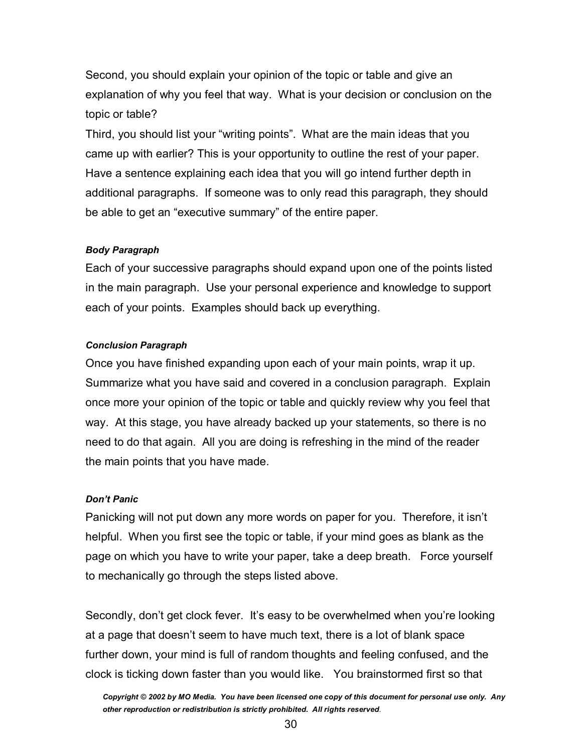Second, you should explain your opinion of the topic or table and give an explanation of why you feel that way. What is your decision or conclusion on the topic or table?

Third, you should list your "writing points". What are the main ideas that you came up with earlier? This is your opportunity to outline the rest of your paper. Have a sentence explaining each idea that you will go intend further depth in additional paragraphs. If someone was to only read this paragraph, they should be able to get an "executive summary" of the entire paper.

#### *Body Paragraph*

Each of your successive paragraphs should expand upon one of the points listed in the main paragraph. Use your personal experience and knowledge to support each of your points. Examples should back up everything.

#### *Conclusion Paragraph*

Once you have finished expanding upon each of your main points, wrap it up. Summarize what you have said and covered in a conclusion paragraph. Explain once more your opinion of the topic or table and quickly review why you feel that way. At this stage, you have already backed up your statements, so there is no need to do that again. All you are doing is refreshing in the mind of the reader the main points that you have made.

#### *Don't Panic*

Panicking will not put down any more words on paper for you. Therefore, it isn't helpful. When you first see the topic or table, if your mind goes as blank as the page on which you have to write your paper, take a deep breath. Force yourself to mechanically go through the steps listed above.

Secondly, don't get clock fever. It's easy to be overwhelmed when you're looking at a page that doesn't seem to have much text, there is a lot of blank space further down, your mind is full of random thoughts and feeling confused, and the clock is ticking down faster than you would like. You brainstormed first so that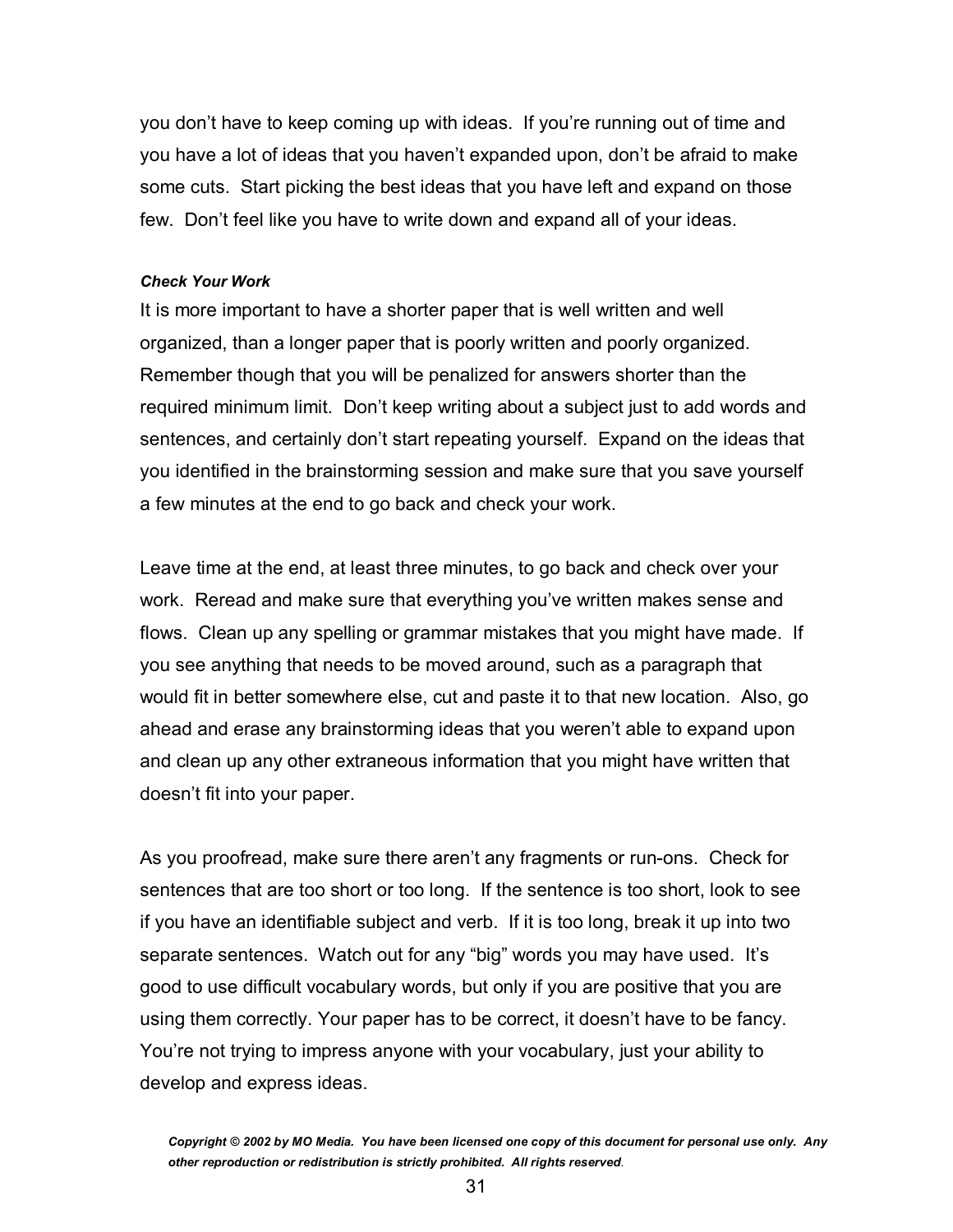you don't have to keep coming up with ideas. If you're running out of time and you have a lot of ideas that you haven't expanded upon, don't be afraid to make some cuts. Start picking the best ideas that you have left and expand on those few. Don't feel like you have to write down and expand all of your ideas.

#### ***Check Your Work***

It is more important to have a shorter paper that is well written and well organized, than a longer paper that is poorly written and poorly organized. Remember though that you will be penalized for answers shorter than the required minimum limit. Don't keep writing about a subject just to add words and sentences, and certainly don't start repeating yourself. Expand on the ideas that you identified in the brainstorming session and make sure that you save yourself a few minutes at the end to go back and check your work.

Leave time at the end, at least three minutes, to go back and check over your work. Reread and make sure that everything you've written makes sense and flows. Clean up any spelling or grammar mistakes that you might have made. If you see anything that needs to be moved around, such as a paragraph that would fit in better somewhere else, cut and paste it to that new location. Also, go ahead and erase any brainstorming ideas that you weren't able to expand upon and clean up any other extraneous information that you might have written that doesn't fit into your paper.

As you proofread, make sure there aren't any fragments or run-ons. Check for sentences that are too short or too long. If the sentence is too short, look to see if you have an identifiable subject and verb. If it is too long, break it up into two separate sentences. Watch out for any "big" words you may have used. It's good to use difficult vocabulary words, but only if you are positive that you are using them correctly. Your paper has to be correct, it doesn't have to be fancy. You're not trying to impress anyone with your vocabulary, just your ability to develop and express ideas.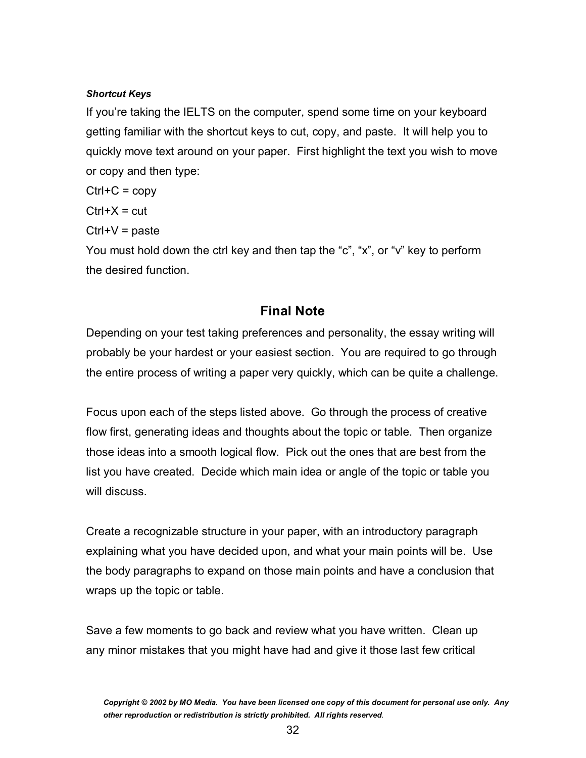***Shortcut Keys***

If you're taking the IELTS on the computer, spend some time on your keyboard getting familiar with the shortcut keys to cut, copy, and paste. It will help you to quickly move text around on your paper. First highlight the text you wish to move or copy and then type:

Ctrl+C = copy

Ctrl+X = cut

Ctrl+V = paste

You must hold down the ctrl key and then tap the "c", "x", or "v" key to perform the desired function.

## Final Note

Depending on your test taking preferences and personality, the essay writing will probably be your hardest or your easiest section. You are required to go through the entire process of writing a paper very quickly, which can be quite a challenge.

Focus upon each of the steps listed above. Go through the process of creative flow first, generating ideas and thoughts about the topic or table. Then organize those ideas into a smooth logical flow. Pick out the ones that are best from the list you have created. Decide which main idea or angle of the topic or table you will discuss.

Create a recognizable structure in your paper, with an introductory paragraph explaining what you have decided upon, and what your main points will be. Use the body paragraphs to expand on those main points and have a conclusion that wraps up the topic or table.

Save a few moments to go back and review what you have written. Clean up any minor mistakes that you might have had and give it those last few critical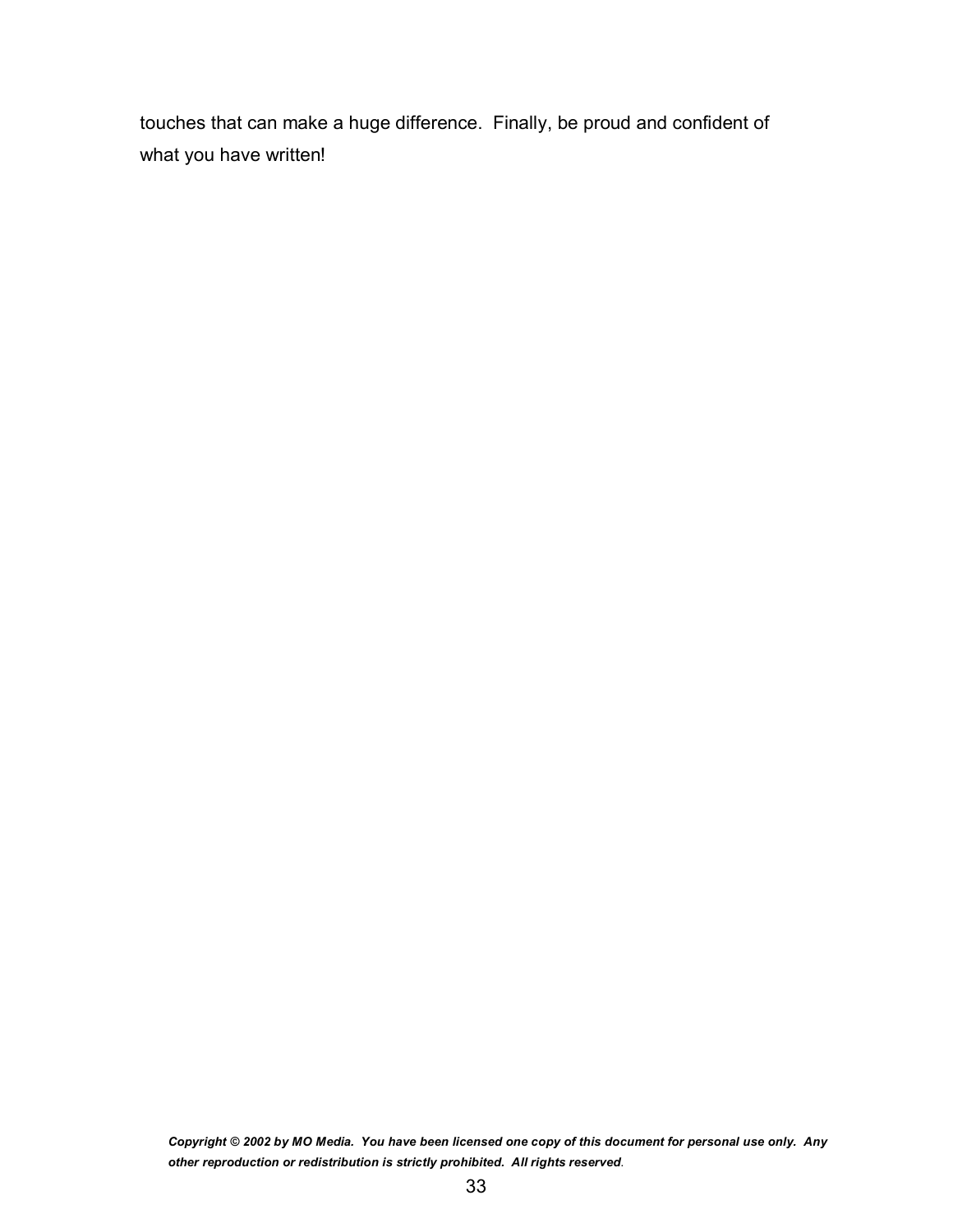touches that can make a huge difference.  Finally, be proud and confident of what you have written!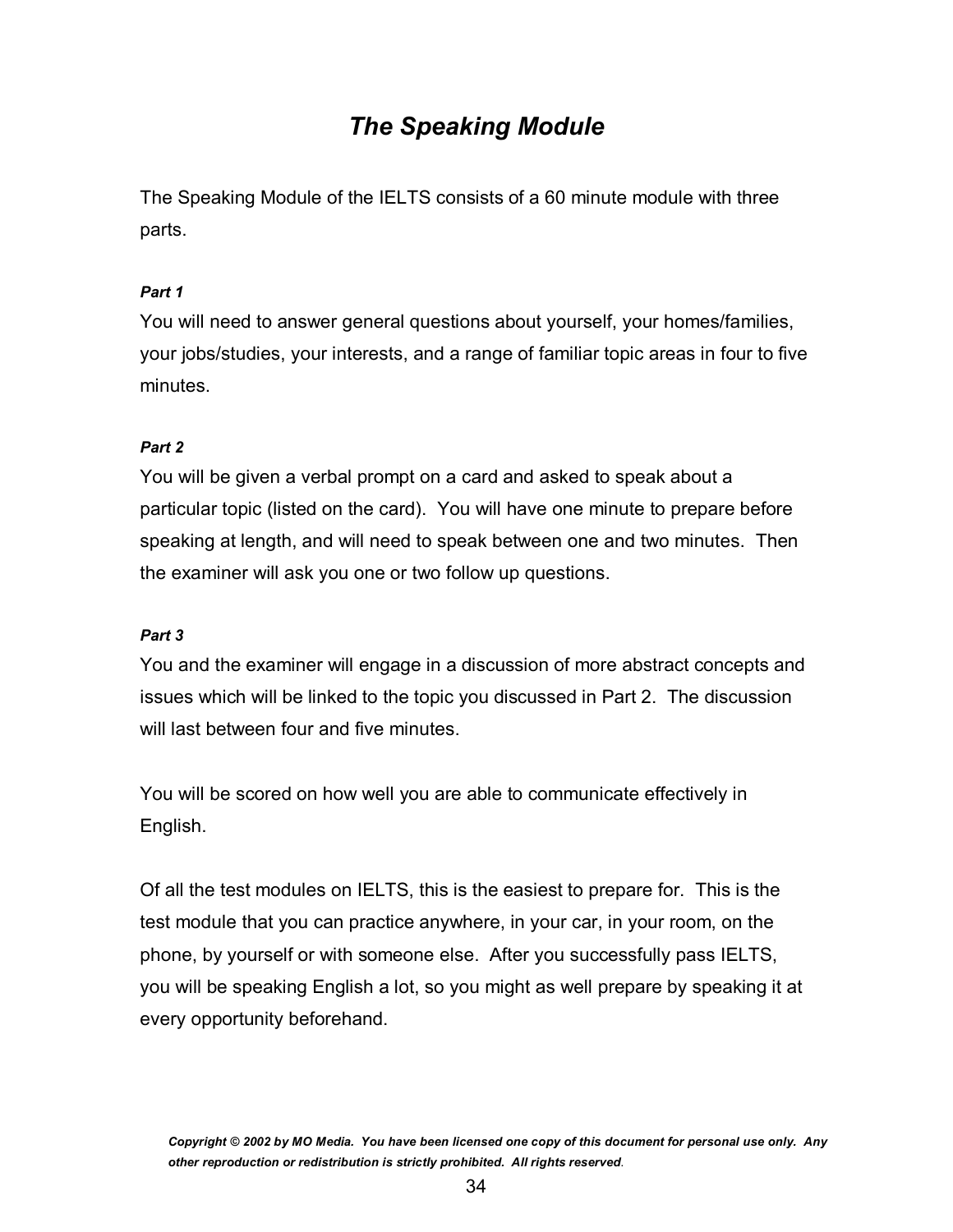# *The Speaking Module*

The Speaking Module of the IELTS consists of a 60 minute module with three parts.

***Part 1***

You will need to answer general questions about yourself, your homes/families, your jobs/studies, your interests, and a range of familiar topic areas in four to five minutes.

***Part 2***

You will be given a verbal prompt on a card and asked to speak about a particular topic (listed on the card). You will have one minute to prepare before speaking at length, and will need to speak between one and two minutes. Then the examiner will ask you one or two follow up questions.

***Part 3***

You and the examiner will engage in a discussion of more abstract concepts and issues which will be linked to the topic you discussed in Part 2. The discussion will last between four and five minutes.

You will be scored on how well you are able to communicate effectively in English.

Of all the test modules on IELTS, this is the easiest to prepare for. This is the test module that you can practice anywhere, in your car, in your room, on the phone, by yourself or with someone else. After you successfully pass IELTS, you will be speaking English a lot, so you might as well prepare by speaking it at every opportunity beforehand.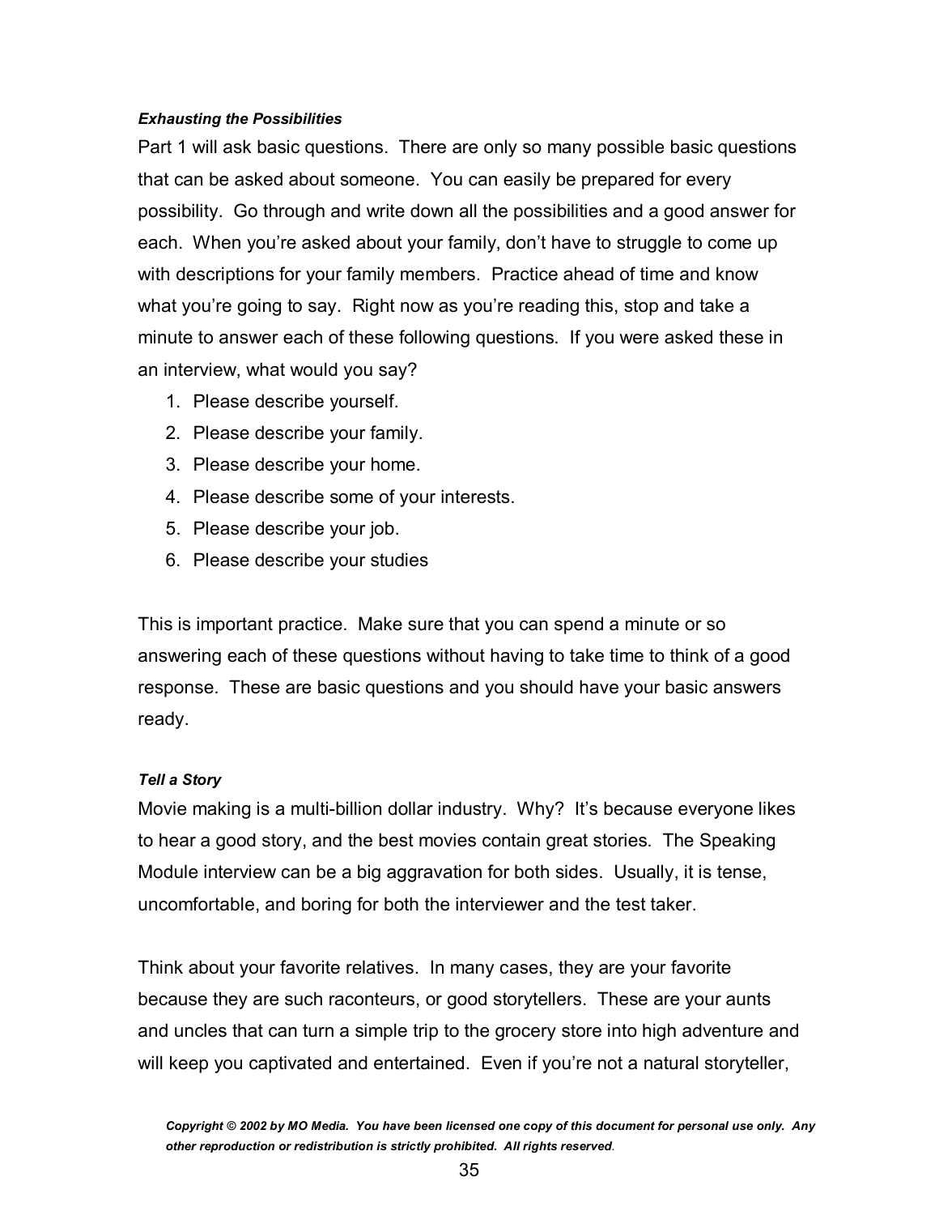***Exhausting the Possibilities***

Part 1 will ask basic questions. There are only so many possible basic questions that can be asked about someone. You can easily be prepared for every possibility. Go through and write down all the possibilities and a good answer for each. When you're asked about your family, don't have to struggle to come up with descriptions for your family members. Practice ahead of time and know what you're going to say. Right now as you're reading this, stop and take a minute to answer each of these following questions. If you were asked these in an interview, what would you say?

1. Please describe yourself.
2. Please describe your family.
3. Please describe your home.
4. Please describe some of your interests.
5. Please describe your job.
6. Please describe your studies

This is important practice. Make sure that you can spend a minute or so answering each of these questions without having to take time to think of a good response. These are basic questions and you should have your basic answers ready.

***Tell a Story***

Movie making is a multi-billion dollar industry. Why? It's because everyone likes to hear a good story, and the best movies contain great stories. The Speaking Module interview can be a big aggravation for both sides. Usually, it is tense, uncomfortable, and boring for both the interviewer and the test taker.

Think about your favorite relatives. In many cases, they are your favorite because they are such raconteurs, or good storytellers. These are your aunts and uncles that can turn a simple trip to the grocery store into high adventure and will keep you captivated and entertained. Even if you're not a natural storyteller,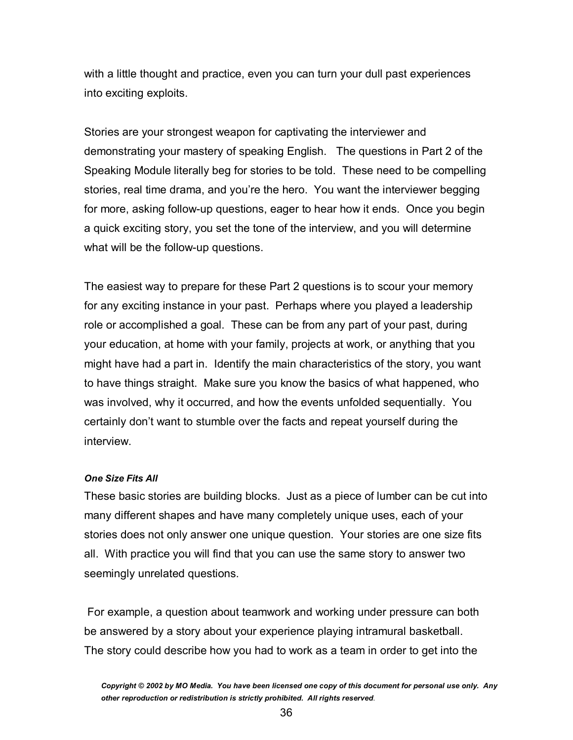with a little thought and practice, even you can turn your dull past experiences into exciting exploits.

Stories are your strongest weapon for captivating the interviewer and demonstrating your mastery of speaking English. The questions in Part 2 of the Speaking Module literally beg for stories to be told. These need to be compelling stories, real time drama, and you're the hero. You want the interviewer begging for more, asking follow-up questions, eager to hear how it ends. Once you begin a quick exciting story, you set the tone of the interview, and you will determine what will be the follow-up questions.

The easiest way to prepare for these Part 2 questions is to scour your memory for any exciting instance in your past. Perhaps where you played a leadership role or accomplished a goal. These can be from any part of your past, during your education, at home with your family, projects at work, or anything that you might have had a part in. Identify the main characteristics of the story, you want to have things straight. Make sure you know the basics of what happened, who was involved, why it occurred, and how the events unfolded sequentially. You certainly don't want to stumble over the facts and repeat yourself during the interview.

***One Size Fits All***

These basic stories are building blocks. Just as a piece of lumber can be cut into many different shapes and have many completely unique uses, each of your stories does not only answer one unique question. Your stories are one size fits all. With practice you will find that you can use the same story to answer two seemingly unrelated questions.

For example, a question about teamwork and working under pressure can both be answered by a story about your experience playing intramural basketball. The story could describe how you had to work as a team in order to get into the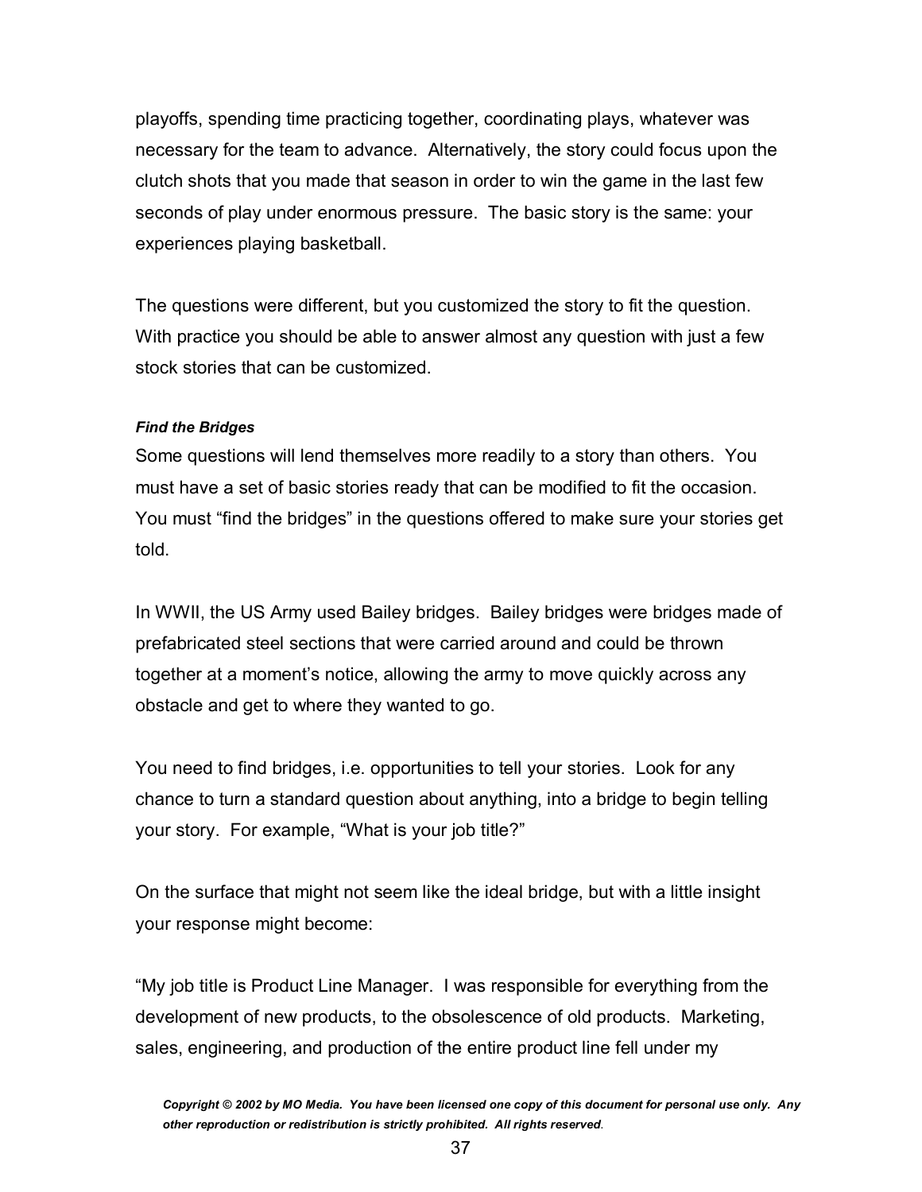playoffs, spending time practicing together, coordinating plays, whatever was necessary for the team to advance. Alternatively, the story could focus upon the clutch shots that you made that season in order to win the game in the last few seconds of play under enormous pressure. The basic story is the same: your experiences playing basketball.

The questions were different, but you customized the story to fit the question. With practice you should be able to answer almost any question with just a few stock stories that can be customized.

***Find the Bridges***

Some questions will lend themselves more readily to a story than others. You must have a set of basic stories ready that can be modified to fit the occasion. You must "find the bridges" in the questions offered to make sure your stories get told.

In WWII, the US Army used Bailey bridges. Bailey bridges were bridges made of prefabricated steel sections that were carried around and could be thrown together at a moment's notice, allowing the army to move quickly across any obstacle and get to where they wanted to go.

You need to find bridges, i.e. opportunities to tell your stories. Look for any chance to turn a standard question about anything, into a bridge to begin telling your story. For example, "What is your job title?"

On the surface that might not seem like the ideal bridge, but with a little insight your response might become:

"My job title is Product Line Manager. I was responsible for everything from the development of new products, to the obsolescence of old products. Marketing, sales, engineering, and production of the entire product line fell under my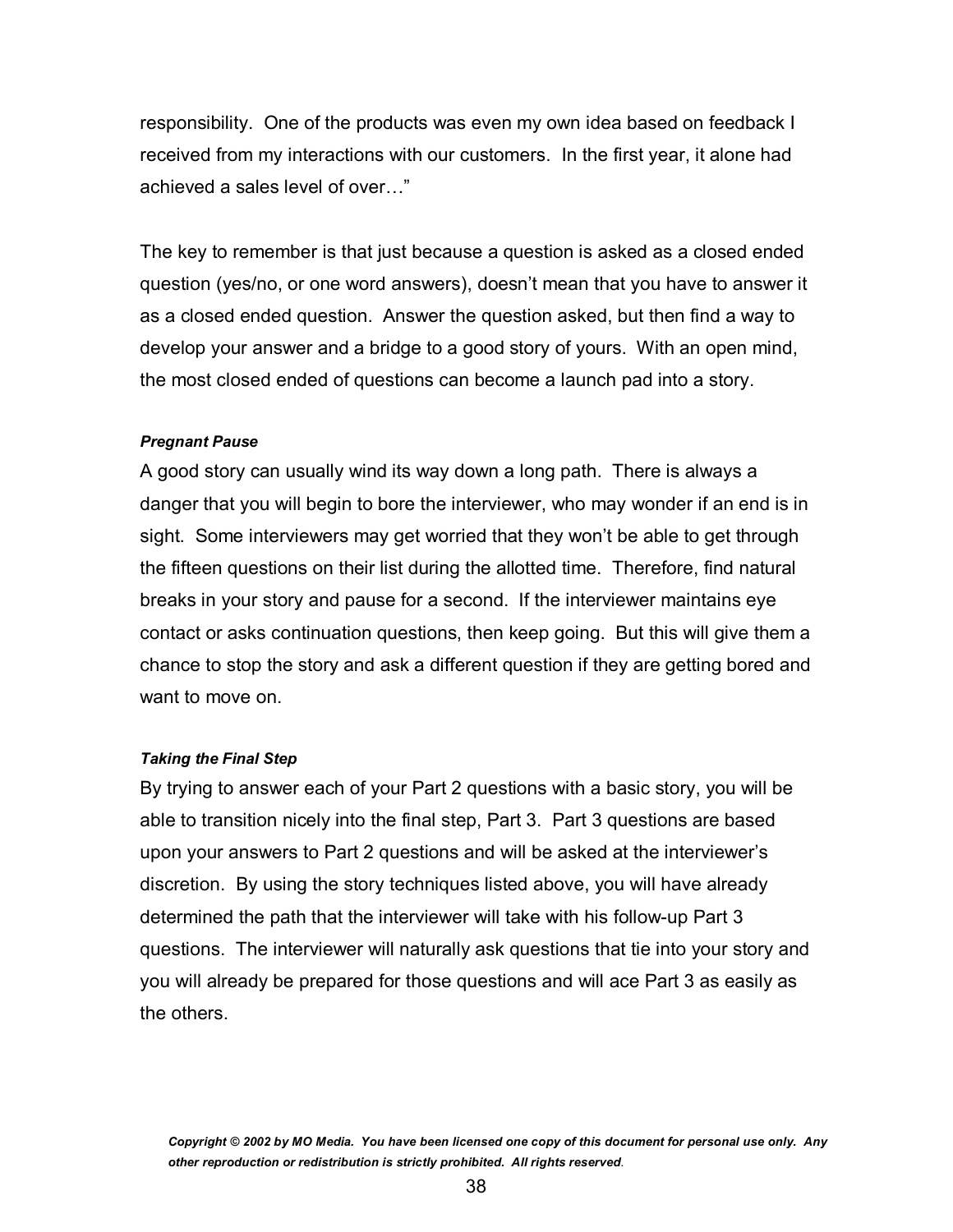responsibility. One of the products was even my own idea based on feedback I received from my interactions with our customers. In the first year, it alone had achieved a sales level of over…"

The key to remember is that just because a question is asked as a closed ended question (yes/no, or one word answers), doesn't mean that you have to answer it as a closed ended question. Answer the question asked, but then find a way to develop your answer and a bridge to a good story of yours. With an open mind, the most closed ended of questions can become a launch pad into a story.

#### ***Pregnant Pause***

A good story can usually wind its way down a long path. There is always a danger that you will begin to bore the interviewer, who may wonder if an end is in sight. Some interviewers may get worried that they won't be able to get through the fifteen questions on their list during the allotted time. Therefore, find natural breaks in your story and pause for a second. If the interviewer maintains eye contact or asks continuation questions, then keep going. But this will give them a chance to stop the story and ask a different question if they are getting bored and want to move on.

#### ***Taking the Final Step***

By trying to answer each of your Part 2 questions with a basic story, you will be able to transition nicely into the final step, Part 3. Part 3 questions are based upon your answers to Part 2 questions and will be asked at the interviewer's discretion. By using the story techniques listed above, you will have already determined the path that the interviewer will take with his follow-up Part 3 questions. The interviewer will naturally ask questions that tie into your story and you will already be prepared for those questions and will ace Part 3 as easily as the others.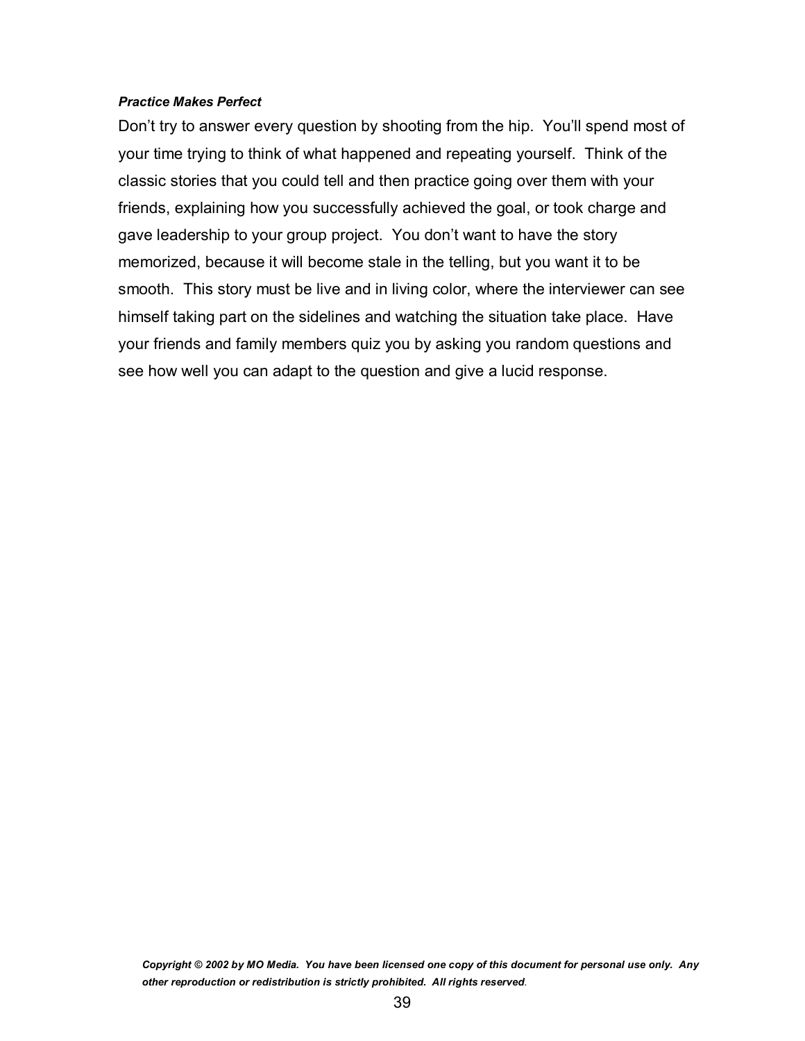***Practice Makes Perfect***

Don't try to answer every question by shooting from the hip. You'll spend most of your time trying to think of what happened and repeating yourself. Think of the classic stories that you could tell and then practice going over them with your friends, explaining how you successfully achieved the goal, or took charge and gave leadership to your group project. You don't want to have the story memorized, because it will become stale in the telling, but you want it to be smooth. This story must be live and in living color, where the interviewer can see himself taking part on the sidelines and watching the situation take place. Have your friends and family members quiz you by asking you random questions and see how well you can adapt to the question and give a lucid response.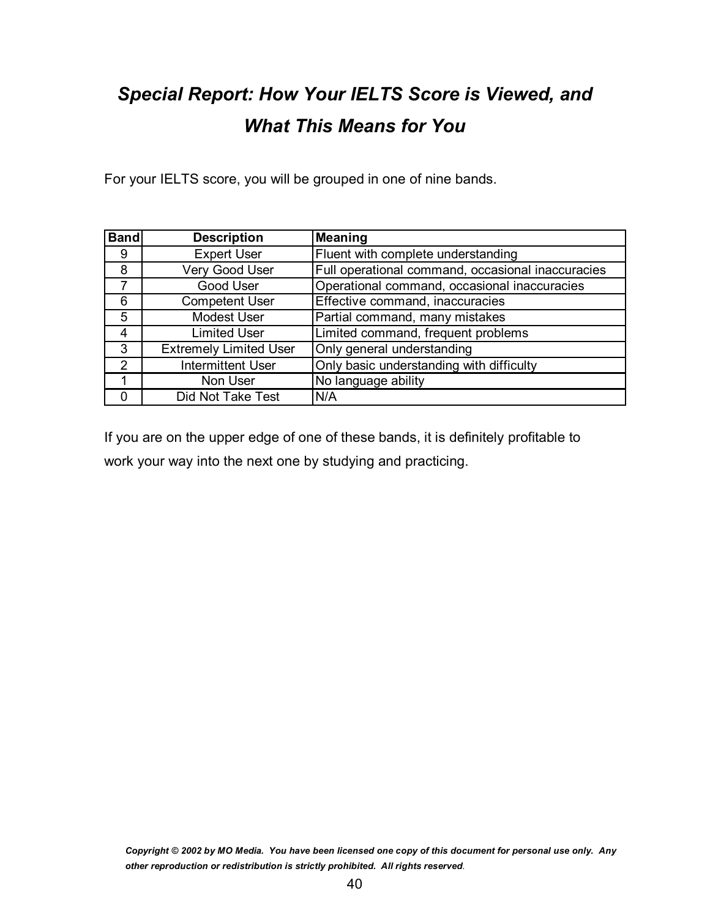# *Special Report: How Your IELTS Score is Viewed, and What This Means for You*

For your IELTS score, you will be grouped in one of nine bands.

| Band | Description | Meaning |
|---|---|---|
| 9 | Expert User | Fluent with complete understanding |
| 8 | Very Good User | Full operational command, occasional inaccuracies |
| 7 | Good User | Operational command, occasional inaccuracies |
| 6 | Competent User | Effective command, inaccuracies |
| 5 | Modest User | Partial command, many mistakes |
| 4 | Limited User | Limited command, frequent problems |
| 3 | Extremely Limited User | Only general understanding |
| 2 | Intermittent User | Only basic understanding with difficulty |
| 1 | Non User | No language ability |
| 0 | Did Not Take Test | N/A |

If you are on the upper edge of one of these bands, it is definitely profitable to work your way into the next one by studying and practicing.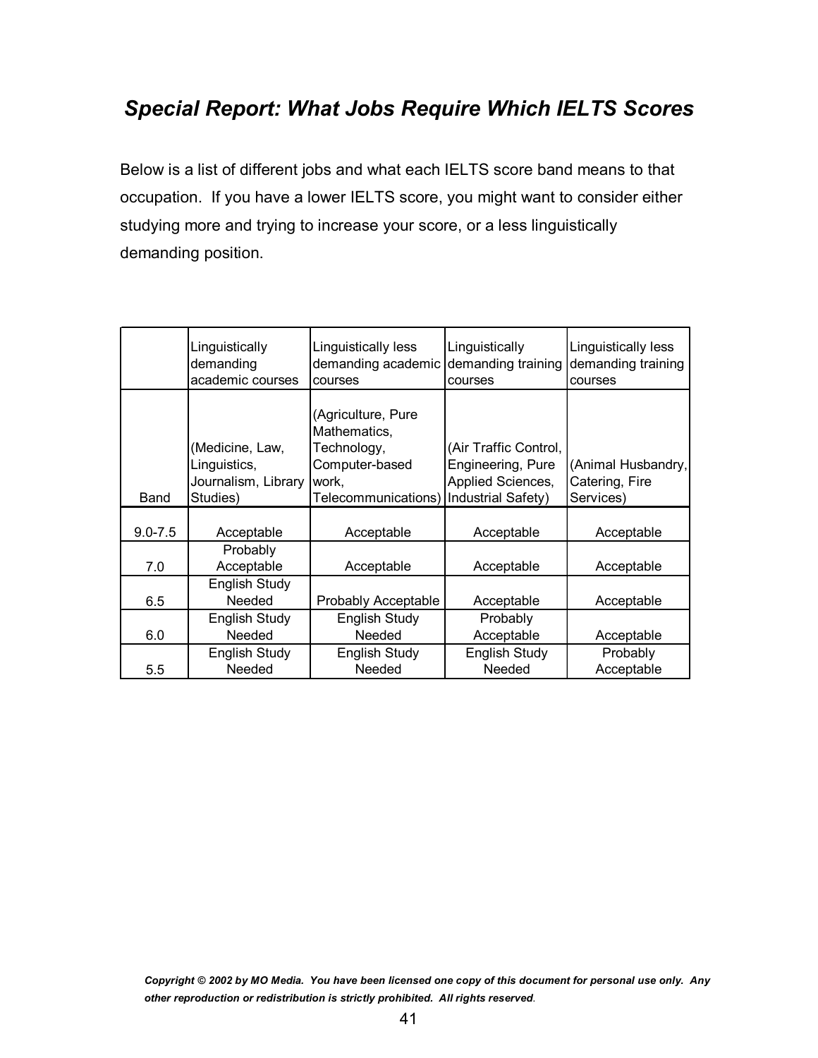## *Special Report: What Jobs Require Which IELTS Scores*

Below is a list of different jobs and what each IELTS score band means to that occupation. If you have a lower IELTS score, you might want to consider either studying more and trying to increase your score, or a less linguistically demanding position.

| Band | Linguistically demanding academic courses (Medicine, Law, Linguistics, Journalism, Library Studies) | Linguistically less demanding academic courses (Agriculture, Pure Mathematics, Technology, Computer-based work, Telecommunications) | Linguistically demanding training courses (Air Traffic Control, Engineering, Pure Applied Sciences, Industrial Safety) | Linguistically less demanding training courses (Animal Husbandry, Catering, Fire Services) |
|---|---|---|---|---|
| 9.0-7.5 | Acceptable | Acceptable | Acceptable | Acceptable |
| 7.0 | Probably Acceptable | Acceptable | Acceptable | Acceptable |
| 6.5 | English Study Needed | Probably Acceptable | Acceptable | Acceptable |
| 6.0 | English Study Needed | English Study Needed | Probably Acceptable | Acceptable |
| 5.5 | English Study Needed | English Study Needed | English Study Needed | Probably Acceptable |

***Copyright © 2002 by MO Media. You have been licensed one copy of this document for personal use only. Any other reproduction or redistribution is strictly prohibited. All rights reserved.***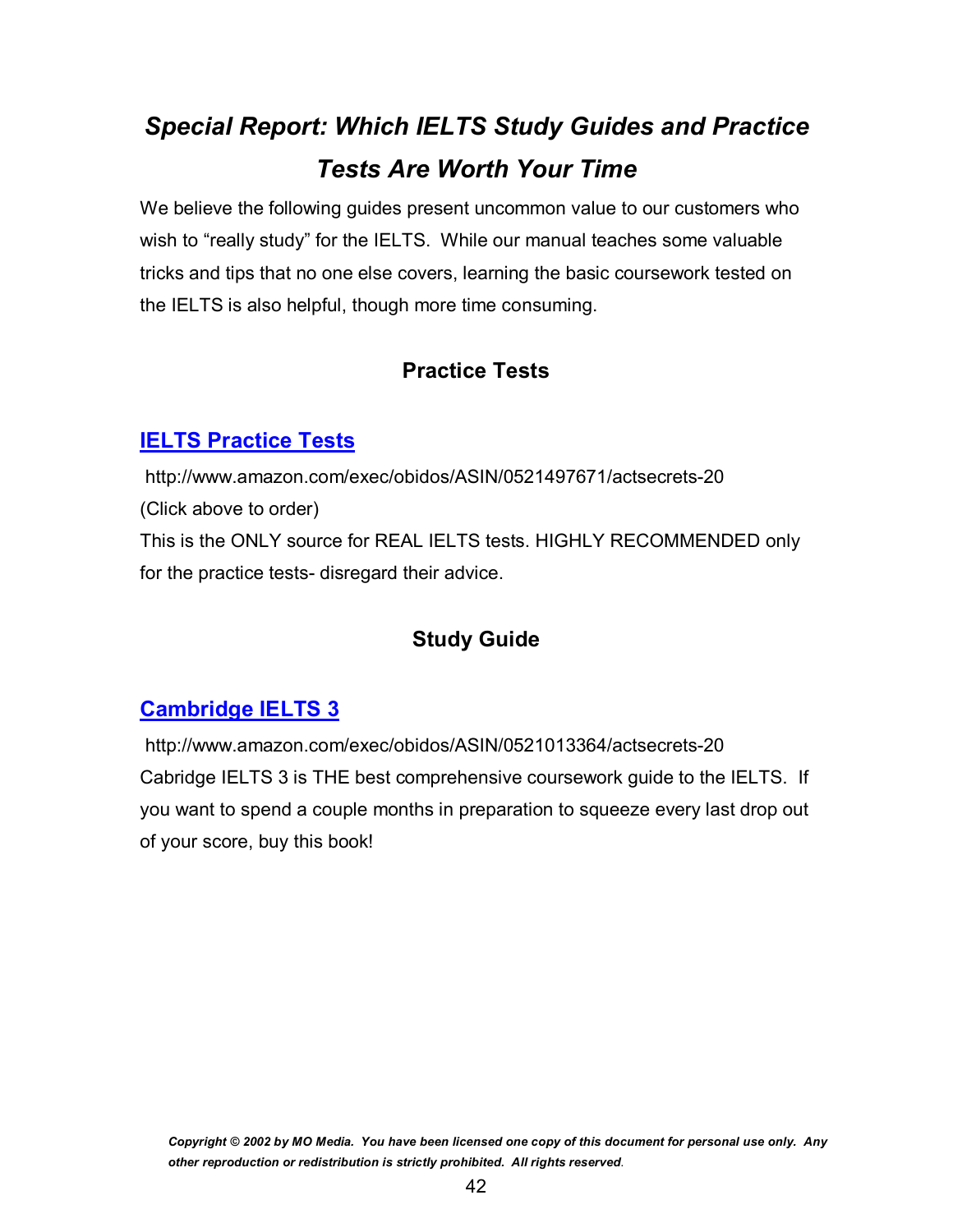# *Special Report: Which IELTS Study Guides and Practice Tests Are Worth Your Time*

We believe the following guides present uncommon value to our customers who wish to “really study” for the IELTS.  While our manual teaches some valuable tricks and tips that no one else covers, learning the basic coursework tested on the IELTS is also helpful, though more time consuming.

### Practice Tests

**[IELTS Practice Tests](http://www.amazon.com/exec/obidos/ASIN/0521497671/actsecrets-20)**

http://www.amazon.com/exec/obidos/ASIN/0521497671/actsecrets-20
(Click above to order)
This is the ONLY source for REAL IELTS tests. HIGHLY RECOMMENDED only for the practice tests- disregard their advice.

### Study Guide

**[Cambridge IELTS 3](http://www.amazon.com/exec/obidos/ASIN/0521013364/actsecrets-20)**

http://www.amazon.com/exec/obidos/ASIN/0521013364/actsecrets-20
Cabridge IELTS 3 is THE best comprehensive coursework guide to the IELTS.  If you want to spend a couple months in preparation to squeeze every last drop out of your score, buy this book!

***Copyright © 2002 by MO Media.  You have been licensed one copy of this document for personal use only.  Any other reproduction or redistribution is strictly prohibited.  All rights reserved.***